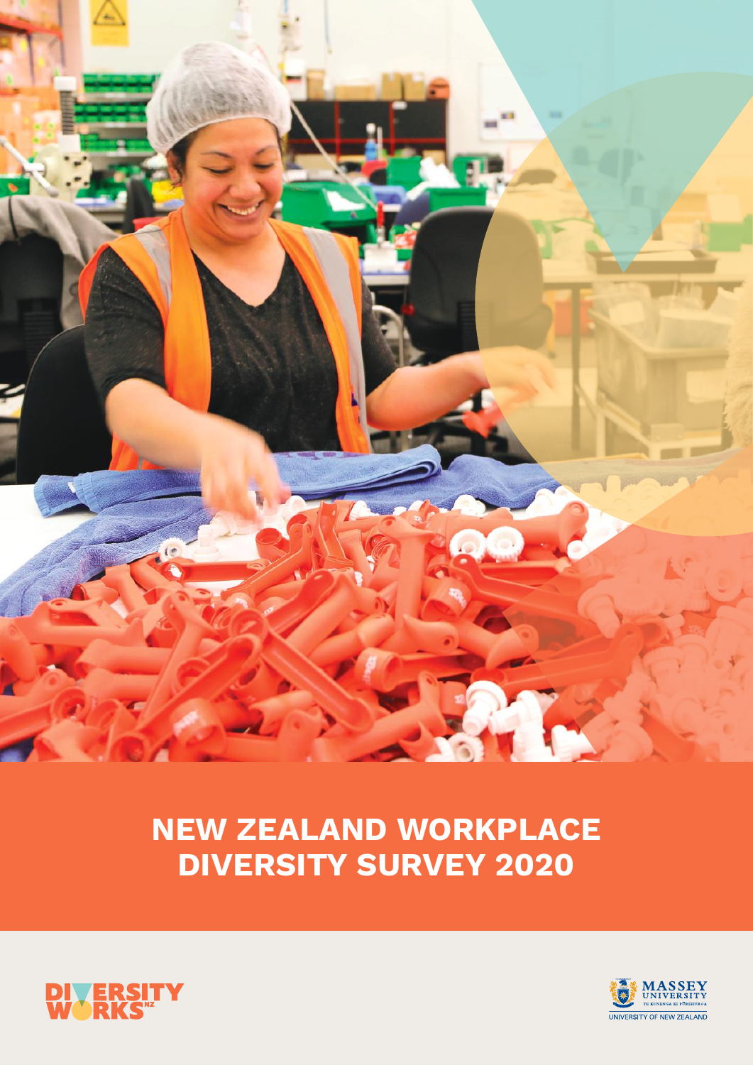# NEW ZEALAND WORKPLACE DIVERSITY SURVEY 2020

DIVERSITY WORKS NZ

MASSEY UNIVERSITY
TE KUNENGA KI PŪREHUROA
UNIVERSITY OF NEW ZEALAND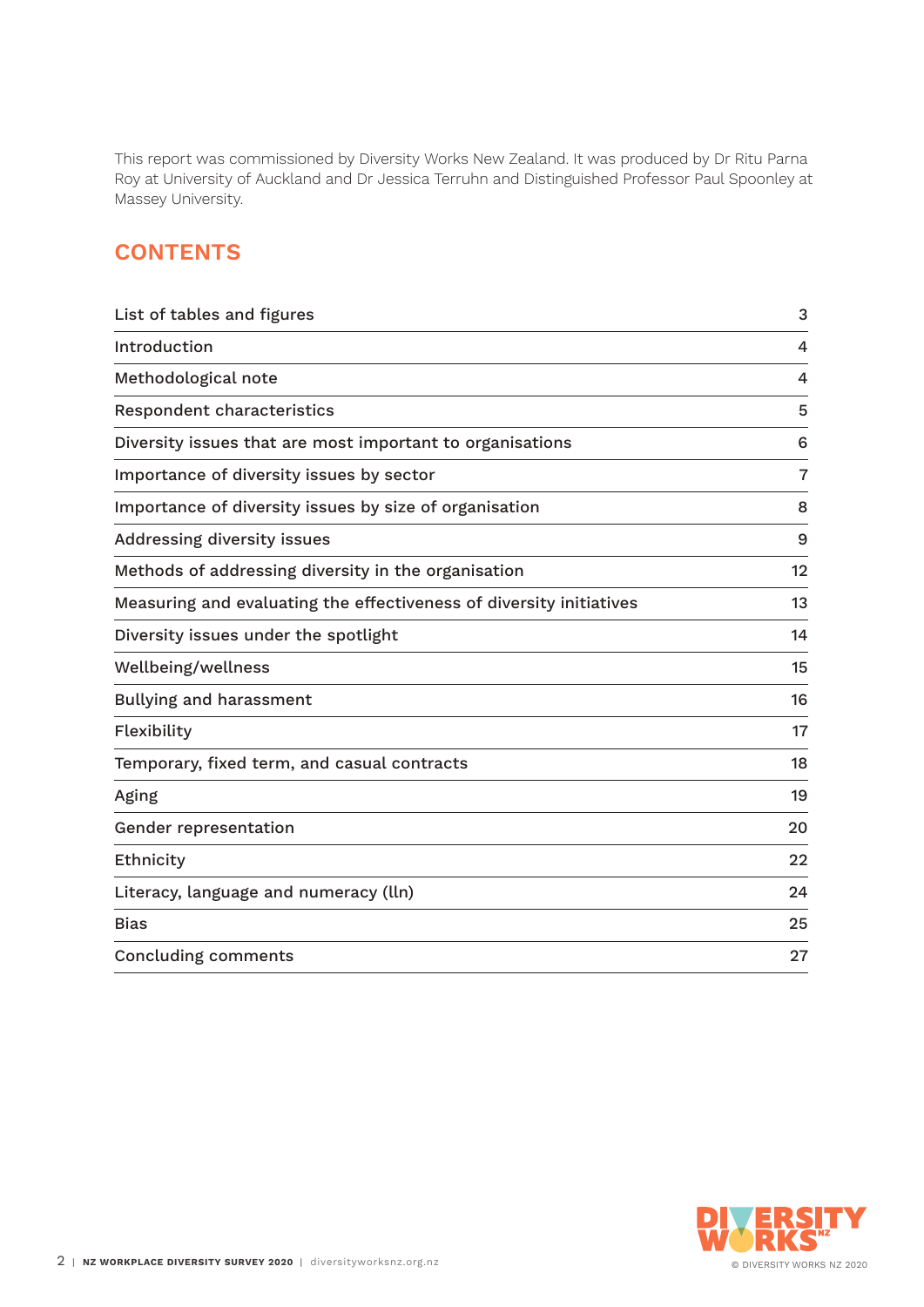This report was commissioned by Diversity Works New Zealand. It was produced by Dr Ritu Parna Roy at University of Auckland and Dr Jessica Terruhn and Distinguished Professor Paul Spoonley at Massey University.

## CONTENTS

| | |
|---|---|
| List of tables and figures | 3 |
| Introduction | 4 |
| Methodological note | 4 |
| Respondent characteristics | 5 |
| Diversity issues that are most important to organisations | 6 |
| Importance of diversity issues by sector | 7 |
| Importance of diversity issues by size of organisation | 8 |
| Addressing diversity issues | 9 |
| Methods of addressing diversity in the organisation | 12 |
| Measuring and evaluating the effectiveness of diversity initiatives | 13 |
| Diversity issues under the spotlight | 14 |
| Wellbeing/wellness | 15 |
| Bullying and harassment | 16 |
| Flexibility | 17 |
| Temporary, fixed term, and casual contracts | 18 |
| Aging | 19 |
| Gender representation | 20 |
| Ethnicity | 22 |
| Literacy, language and numeracy (lln) | 24 |
| Bias | 25 |
| Concluding comments | 27 |

© DIVERSITY WORKS NZ 2020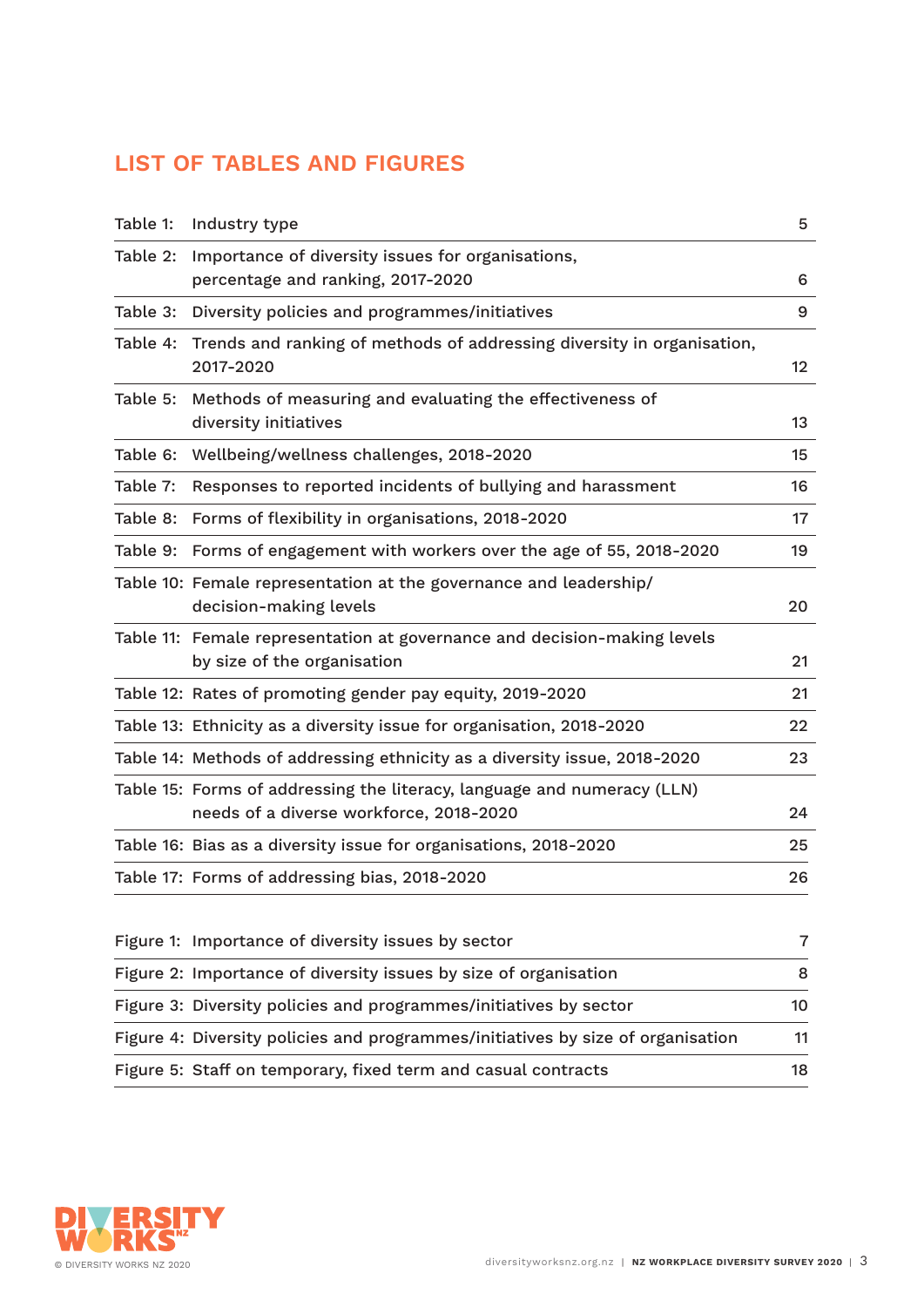## LIST OF TABLES AND FIGURES

| | | |
|---|---|---|
| Table 1: | Industry type | 5 |
| Table 2: | Importance of diversity issues for organisations, percentage and ranking, 2017-2020 | 6 |
| Table 3: | Diversity policies and programmes/initiatives | 9 |
| Table 4: | Trends and ranking of methods of addressing diversity in organisation, 2017-2020 | 12 |
| Table 5: | Methods of measuring and evaluating the effectiveness of diversity initiatives | 13 |
| Table 6: | Wellbeing/wellness challenges, 2018-2020 | 15 |
| Table 7: | Responses to reported incidents of bullying and harassment | 16 |
| Table 8: | Forms of flexibility in organisations, 2018-2020 | 17 |
| Table 9: | Forms of engagement with workers over the age of 55, 2018-2020 | 19 |
| Table 10: | Female representation at the governance and leadership/ decision-making levels | 20 |
| Table 11: | Female representation at governance and decision-making levels by size of the organisation | 21 |
| Table 12: | Rates of promoting gender pay equity, 2019-2020 | 21 |
| Table 13: | Ethnicity as a diversity issue for organisation, 2018-2020 | 22 |
| Table 14: | Methods of addressing ethnicity as a diversity issue, 2018-2020 | 23 |
| Table 15: | Forms of addressing the literacy, language and numeracy (LLN) needs of a diverse workforce, 2018-2020 | 24 |
| Table 16: | Bias as a diversity issue for organisations, 2018-2020 | 25 |
| Table 17: | Forms of addressing bias, 2018-2020 | 26 |

| | | |
|---|---|---|
| Figure 1: | Importance of diversity issues by sector | 7 |
| Figure 2: | Importance of diversity issues by size of organisation | 8 |
| Figure 3: | Diversity policies and programmes/initiatives by sector | 10 |
| Figure 4: | Diversity policies and programmes/initiatives by size of organisation | 11 |
| Figure 5: | Staff on temporary, fixed term and casual contracts | 18 |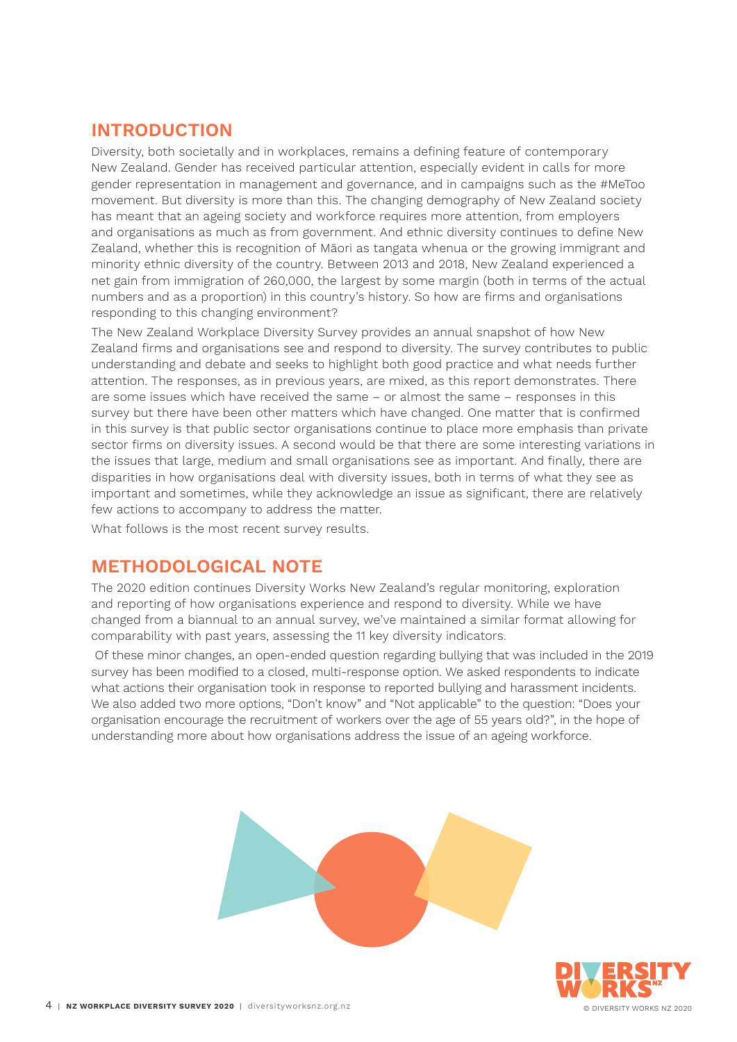## INTRODUCTION

Diversity, both societally and in workplaces, remains a defining feature of contemporary New Zealand. Gender has received particular attention, especially evident in calls for more gender representation in management and governance, and in campaigns such as the #MeToo movement. But diversity is more than this. The changing demography of New Zealand society has meant that an ageing society and workforce requires more attention, from employers and organisations as much as from government. And ethnic diversity continues to define New Zealand, whether this is recognition of Māori as tangata whenua or the growing immigrant and minority ethnic diversity of the country. Between 2013 and 2018, New Zealand experienced a net gain from immigration of 260,000, the largest by some margin (both in terms of the actual numbers and as a proportion) in this country's history. So how are firms and organisations responding to this changing environment?

The New Zealand Workplace Diversity Survey provides an annual snapshot of how New Zealand firms and organisations see and respond to diversity. The survey contributes to public understanding and debate and seeks to highlight both good practice and what needs further attention. The responses, as in previous years, are mixed, as this report demonstrates. There are some issues which have received the same – or almost the same – responses in this survey but there have been other matters which have changed. One matter that is confirmed in this survey is that public sector organisations continue to place more emphasis than private sector firms on diversity issues. A second would be that there are some interesting variations in the issues that large, medium and small organisations see as important. And finally, there are disparities in how organisations deal with diversity issues, both in terms of what they see as important and sometimes, while they acknowledge an issue as significant, there are relatively few actions to accompany to address the matter.

What follows is the most recent survey results.

## METHODOLOGICAL NOTE

The 2020 edition continues Diversity Works New Zealand's regular monitoring, exploration and reporting of how organisations experience and respond to diversity. While we have changed from a biannual to an annual survey, we've maintained a similar format allowing for comparability with past years, assessing the 11 key diversity indicators.

Of these minor changes, an open-ended question regarding bullying that was included in the 2019 survey has been modified to a closed, multi-response option. We asked respondents to indicate what actions their organisation took in response to reported bullying and harassment incidents. We also added two more options, "Don't know" and "Not applicable" to the question: "Does your organisation encourage the recruitment of workers over the age of 55 years old?", in the hope of understanding more about how organisations address the issue of an ageing workforce.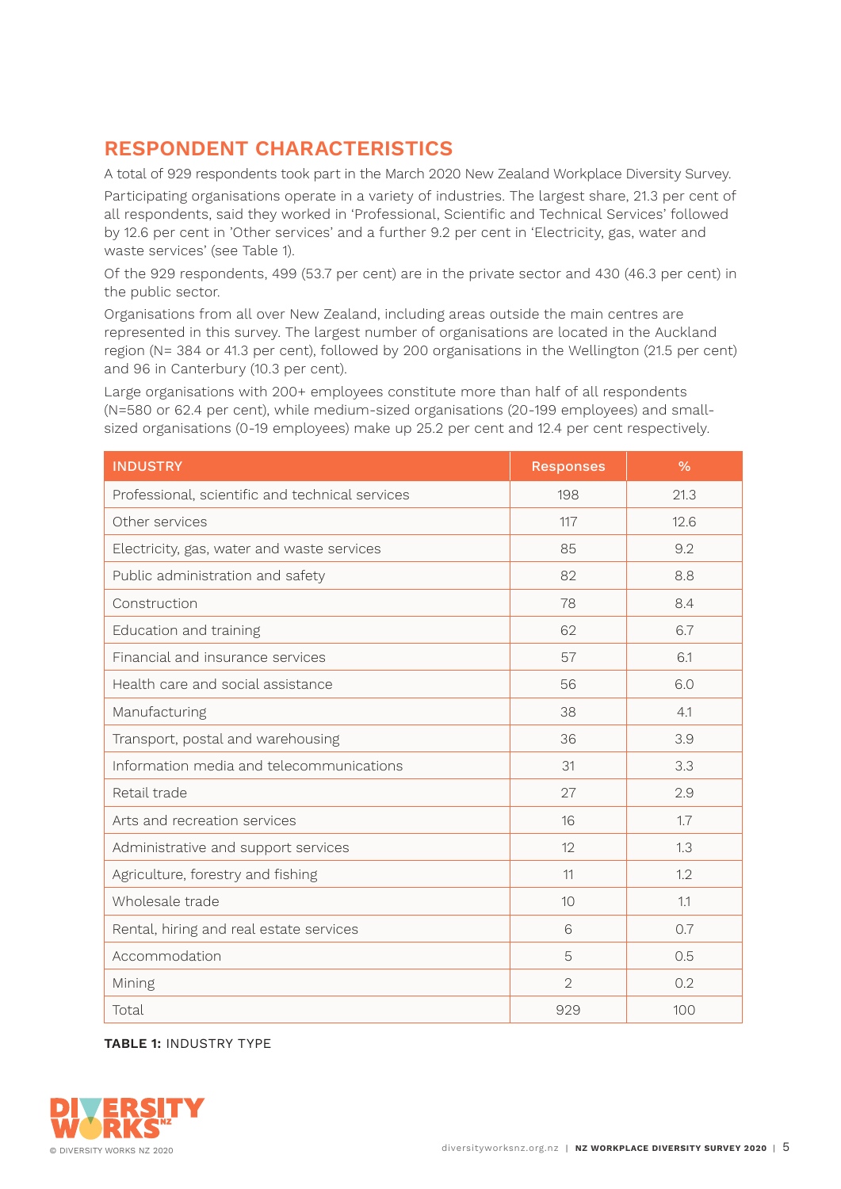## RESPONDENT CHARACTERISTICS

A total of 929 respondents took part in the March 2020 New Zealand Workplace Diversity Survey.

Participating organisations operate in a variety of industries. The largest share, 21.3 per cent of all respondents, said they worked in 'Professional, Scientific and Technical Services' followed by 12.6 per cent in 'Other services' and a further 9.2 per cent in 'Electricity, gas, water and waste services' (see Table 1).

Of the 929 respondents, 499 (53.7 per cent) are in the private sector and 430 (46.3 per cent) in the public sector.

Organisations from all over New Zealand, including areas outside the main centres are represented in this survey. The largest number of organisations are located in the Auckland region (N= 384 or 41.3 per cent), followed by 200 organisations in the Wellington (21.5 per cent) and 96 in Canterbury (10.3 per cent).

Large organisations with 200+ employees constitute more than half of all respondents (N=580 or 62.4 per cent), while medium-sized organisations (20-199 employees) and small-sized organisations (0-19 employees) make up 25.2 per cent and 12.4 per cent respectively.

| INDUSTRY | Responses | % |
|---|---|---|
| Professional, scientific and technical services | 198 | 21.3 |
| Other services | 117 | 12.6 |
| Electricity, gas, water and waste services | 85 | 9.2 |
| Public administration and safety | 82 | 8.8 |
| Construction | 78 | 8.4 |
| Education and training | 62 | 6.7 |
| Financial and insurance services | 57 | 6.1 |
| Health care and social assistance | 56 | 6.0 |
| Manufacturing | 38 | 4.1 |
| Transport, postal and warehousing | 36 | 3.9 |
| Information media and telecommunications | 31 | 3.3 |
| Retail trade | 27 | 2.9 |
| Arts and recreation services | 16 | 1.7 |
| Administrative and support services | 12 | 1.3 |
| Agriculture, forestry and fishing | 11 | 1.2 |
| Wholesale trade | 10 | 1.1 |
| Rental, hiring and real estate services | 6 | 0.7 |
| Accommodation | 5 | 0.5 |
| Mining | 2 | 0.2 |
| Total | 929 | 100 |

**TABLE 1:** INDUSTRY TYPE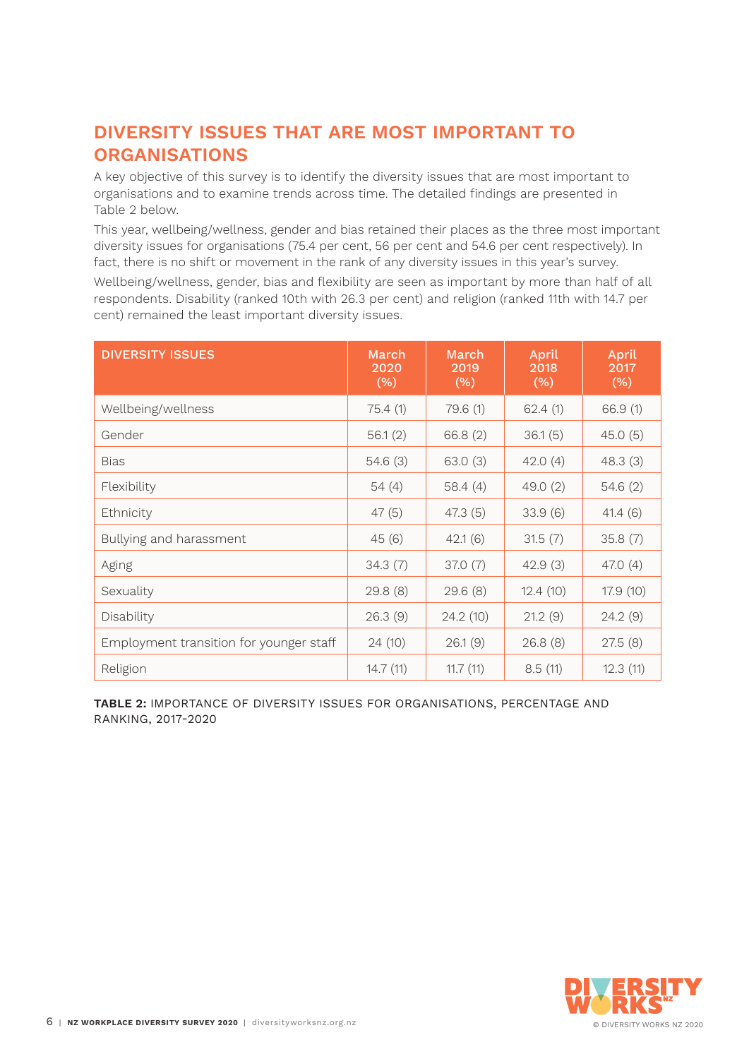## DIVERSITY ISSUES THAT ARE MOST IMPORTANT TO ORGANISATIONS

A key objective of this survey is to identify the diversity issues that are most important to organisations and to examine trends across time. The detailed findings are presented in Table 2 below.

This year, wellbeing/wellness, gender and bias retained their places as the three most important diversity issues for organisations (75.4 per cent, 56 per cent and 54.6 per cent respectively). In fact, there is no shift or movement in the rank of any diversity issues in this year's survey.

Wellbeing/wellness, gender, bias and flexibility are seen as important by more than half of all respondents. Disability (ranked 10th with 26.3 per cent) and religion (ranked 11th with 14.7 per cent) remained the least important diversity issues.

| DIVERSITY ISSUES | March 2020 (%) | March 2019 (%) | April 2018 (%) | April 2017 (%) |
|---|---|---|---|---|
| Wellbeing/wellness | 75.4 (1) | 79.6 (1) | 62.4 (1) | 66.9 (1) |
| Gender | 56.1 (2) | 66.8 (2) | 36.1 (5) | 45.0 (5) |
| Bias | 54.6 (3) | 63.0 (3) | 42.0 (4) | 48.3 (3) |
| Flexibility | 54 (4) | 58.4 (4) | 49.0 (2) | 54.6 (2) |
| Ethnicity | 47 (5) | 47.3 (5) | 33.9 (6) | 41.4 (6) |
| Bullying and harassment | 45 (6) | 42.1 (6) | 31.5 (7) | 35.8 (7) |
| Aging | 34.3 (7) | 37.0 (7) | 42.9 (3) | 47.0 (4) |
| Sexuality | 29.8 (8) | 29.6 (8) | 12.4 (10) | 17.9 (10) |
| Disability | 26.3 (9) | 24.2 (10) | 21.2 (9) | 24.2 (9) |
| Employment transition for younger staff | 24 (10) | 26.1 (9) | 26.8 (8) | 27.5 (8) |
| Religion | 14.7 (11) | 11.7 (11) | 8.5 (11) | 12.3 (11) |

**TABLE 2:** IMPORTANCE OF DIVERSITY ISSUES FOR ORGANISATIONS, PERCENTAGE AND RANKING, 2017-2020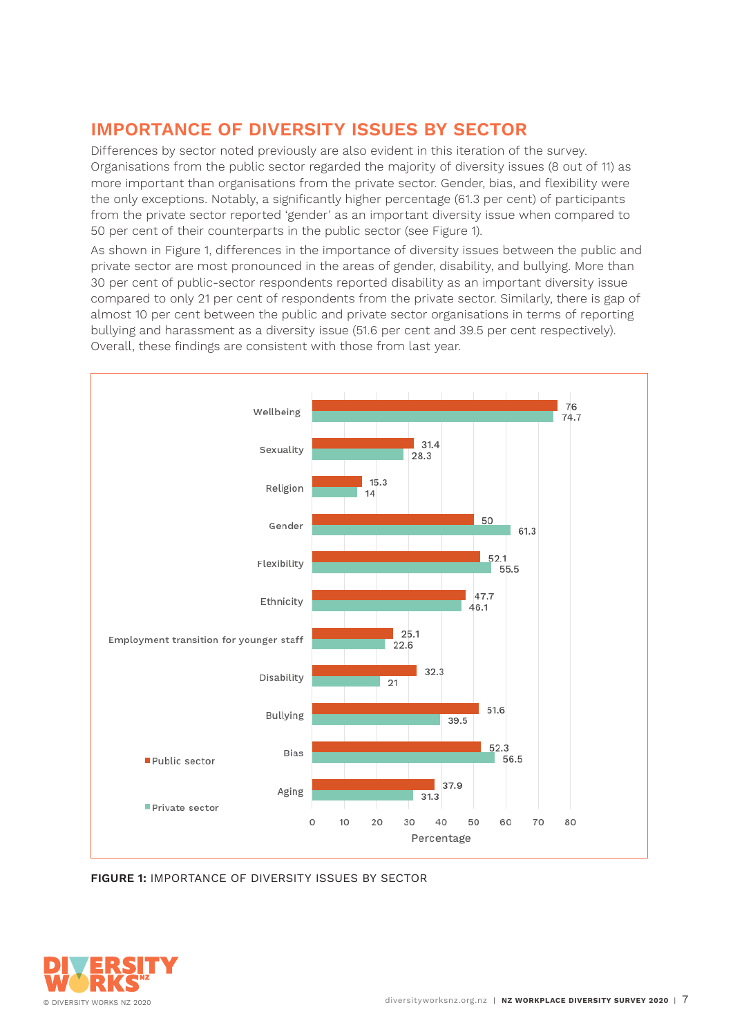## IMPORTANCE OF DIVERSITY ISSUES BY SECTOR

Differences by sector noted previously are also evident in this iteration of the survey. Organisations from the public sector regarded the majority of diversity issues (8 out of 11) as more important than organisations from the private sector. Gender, bias, and flexibility were the only exceptions. Notably, a significantly higher percentage (61.3 per cent) of participants from the private sector reported 'gender' as an important diversity issue when compared to 50 per cent of their counterparts in the public sector (see Figure 1).

As shown in Figure 1, differences in the importance of diversity issues between the public and private sector are most pronounced in the areas of gender, disability, and bullying. More than 30 per cent of public-sector respondents reported disability as an important diversity issue compared to only 21 per cent of respondents from the private sector. Similarly, there is gap of almost 10 per cent between the public and private sector organisations in terms of reporting bullying and harassment as a diversity issue (51.6 per cent and 39.5 per cent respectively). Overall, these findings are consistent with those from last year.

Wellbeing 76 74.7
Sexuality 31.4 28.3
Religion 15.3 14
Gender 50 61.3
Flexibility 52.1 55.5
Ethnicity 47.7 46.1
Employment transition for younger staff 25.1 22.6
Disability 32.3 21
Bullying 51.6 39.5
Bias 52.3 56.5
Aging 37.9 31.3

0 10 20 30 40 50 60 70 80
Percentage

Public sector
Private sector

**FIGURE 1:** IMPORTANCE OF DIVERSITY ISSUES BY SECTOR

© DIVERSITY WORKS NZ 2020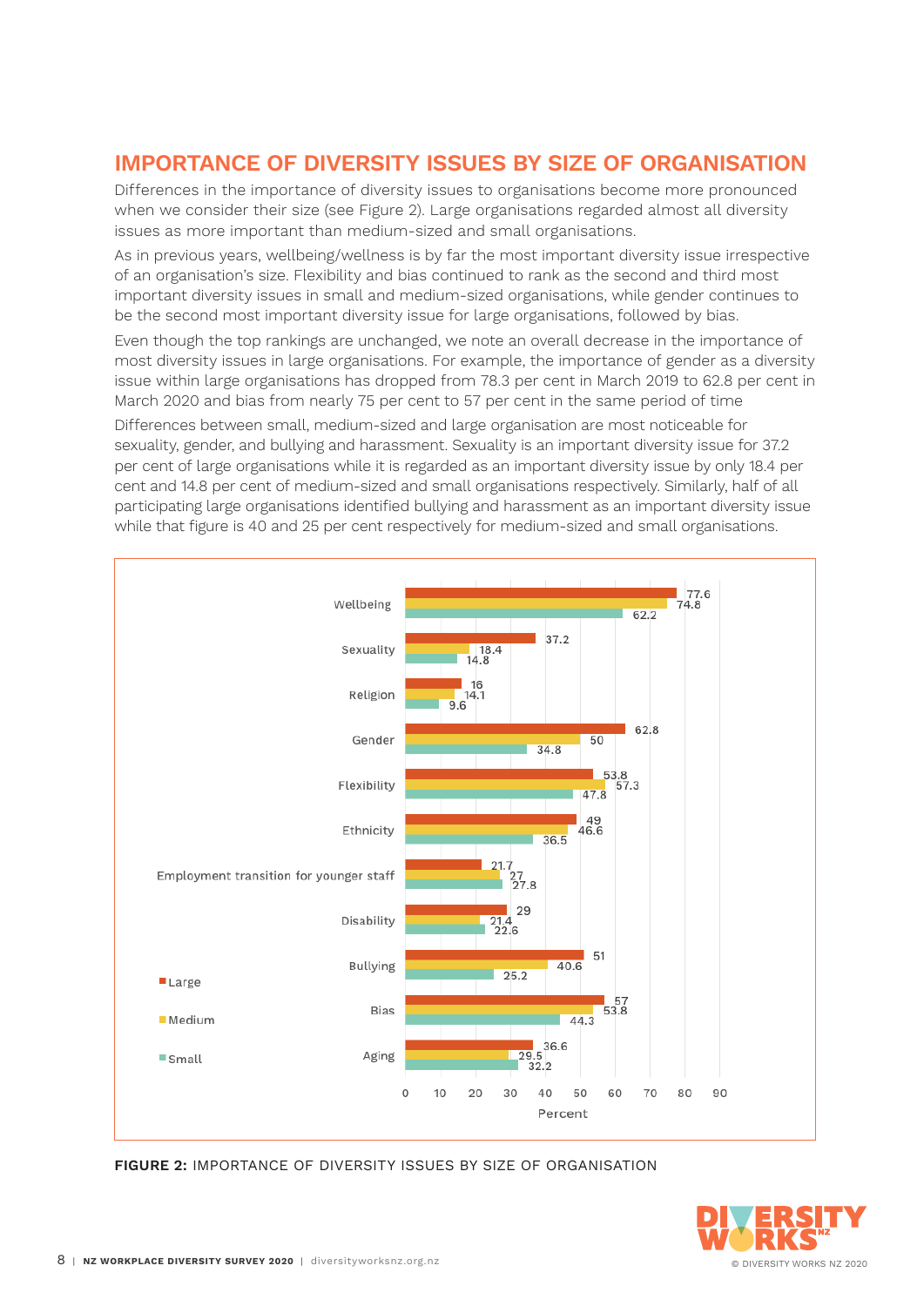## IMPORTANCE OF DIVERSITY ISSUES BY SIZE OF ORGANISATION

Differences in the importance of diversity issues to organisations become more pronounced when we consider their size (see Figure 2). Large organisations regarded almost all diversity issues as more important than medium-sized and small organisations.

As in previous years, wellbeing/wellness is by far the most important diversity issue irrespective of an organisation's size. Flexibility and bias continued to rank as the second and third most important diversity issues in small and medium-sized organisations, while gender continues to be the second most important diversity issue for large organisations, followed by bias.

Even though the top rankings are unchanged, we note an overall decrease in the importance of most diversity issues in large organisations. For example, the importance of gender as a diversity issue within large organisations has dropped from 78.3 per cent in March 2019 to 62.8 per cent in March 2020 and bias from nearly 75 per cent to 57 per cent in the same period of time

Differences between small, medium-sized and large organisation are most noticeable for sexuality, gender, and bullying and harassment. Sexuality is an important diversity issue for 37.2 per cent of large organisations while it is regarded as an important diversity issue by only 18.4 per cent and 14.8 per cent of medium-sized and small organisations respectively. Similarly, half of all participating large organisations identified bullying and harassment as an important diversity issue while that figure is 40 and 25 per cent respectively for medium-sized and small organisations.

Wellbeing 77.6 74.8 62.2
Sexuality 37.2 18.4 14.8
Religion 16 14.1 9.6
Gender 62.8 50 34.8
Flexibility 53.8 57.3 47.8
Ethnicity 49 46.6 36.5
Employment transition for younger staff 21.7 27 27.8
Disability 29 21.4 22.6
Bullying 51 40.6 25.2
Bias 57 53.8 44.3
Aging 36.6 29.5 32.2

Large
Medium
Small

0 10 20 30 40 50 60 70 80 90
Percent

**FIGURE 2:** IMPORTANCE OF DIVERSITY ISSUES BY SIZE OF ORGANISATION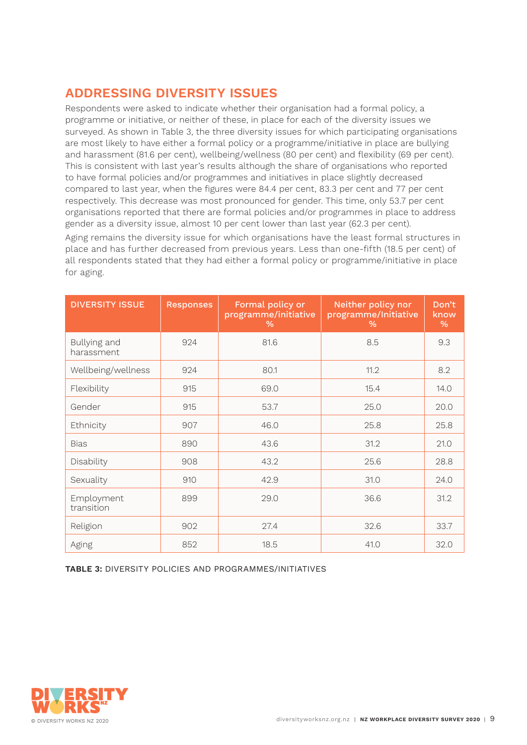## ADDRESSING DIVERSITY ISSUES

Respondents were asked to indicate whether their organisation had a formal policy, a programme or initiative, or neither of these, in place for each of the diversity issues we surveyed. As shown in Table 3, the three diversity issues for which participating organisations are most likely to have either a formal policy or a programme/initiative in place are bullying and harassment (81.6 per cent), wellbeing/wellness (80 per cent) and flexibility (69 per cent). This is consistent with last year's results although the share of organisations who reported to have formal policies and/or programmes and initiatives in place slightly decreased compared to last year, when the figures were 84.4 per cent, 83.3 per cent and 77 per cent respectively. This decrease was most pronounced for gender. This time, only 53.7 per cent organisations reported that there are formal policies and/or programmes in place to address gender as a diversity issue, almost 10 per cent lower than last year (62.3 per cent).

Aging remains the diversity issue for which organisations have the least formal structures in place and has further decreased from previous years. Less than one-fifth (18.5 per cent) of all respondents stated that they had either a formal policy or programme/initiative in place for aging.

| DIVERSITY ISSUE | Responses | Formal policy or programme/initiative % | Neither policy nor programme/Initiative % | Don't know % |
|---|---|---|---|---|
| Bullying and harassment | 924 | 81.6 | 8.5 | 9.3 |
| Wellbeing/wellness | 924 | 80.1 | 11.2 | 8.2 |
| Flexibility | 915 | 69.0 | 15.4 | 14.0 |
| Gender | 915 | 53.7 | 25.0 | 20.0 |
| Ethnicity | 907 | 46.0 | 25.8 | 25.8 |
| Bias | 890 | 43.6 | 31.2 | 21.0 |
| Disability | 908 | 43.2 | 25.6 | 28.8 |
| Sexuality | 910 | 42.9 | 31.0 | 24.0 |
| Employment transition | 899 | 29.0 | 36.6 | 31.2 |
| Religion | 902 | 27.4 | 32.6 | 33.7 |
| Aging | 852 | 18.5 | 41.0 | 32.0 |

**TABLE 3:** DIVERSITY POLICIES AND PROGRAMMES/INITIATIVES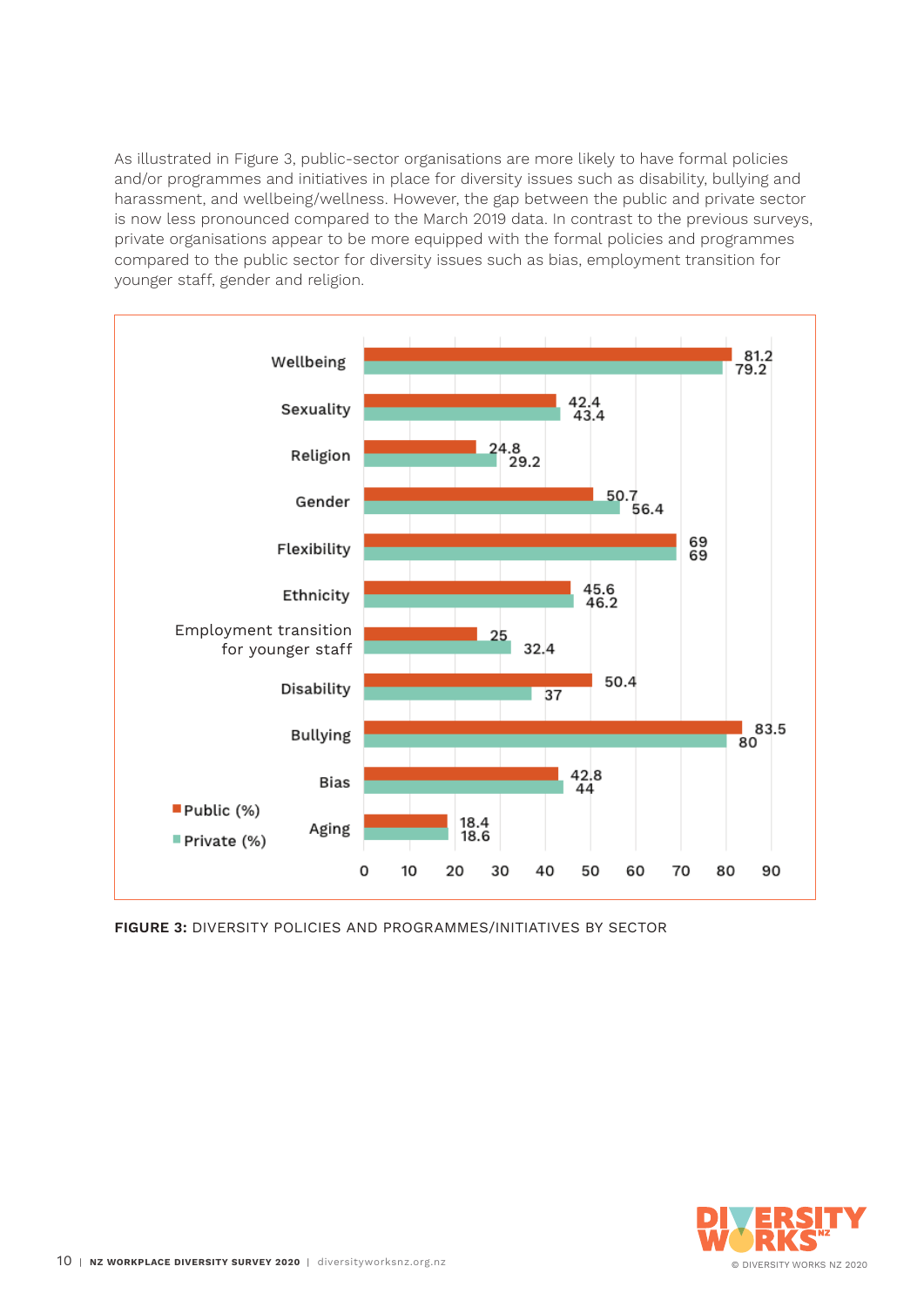As illustrated in Figure 3, public-sector organisations are more likely to have formal policies and/or programmes and initiatives in place for diversity issues such as disability, bullying and harassment, and wellbeing/wellness. However, the gap between the public and private sector is now less pronounced compared to the March 2019 data. In contrast to the previous surveys, private organisations appear to be more equipped with the formal policies and programmes compared to the public sector for diversity issues such as bias, employment transition for younger staff, gender and religion.

Wellbeing 81.2 79.2
Sexuality 42.4 43.4
Religion 24.8 29.2
Gender 50.7 56.4
Flexibility 69 69
Ethnicity 45.6 46.2
Employment transition for younger staff 25 32.4
Disability 50.4 37
Bullying 83.5 80
Bias 42.8 44
Aging 18.4 18.6

Public (%)
Private (%)

0 10 20 30 40 50 60 70 80 90

**FIGURE 3:** DIVERSITY POLICIES AND PROGRAMMES/INITIATIVES BY SECTOR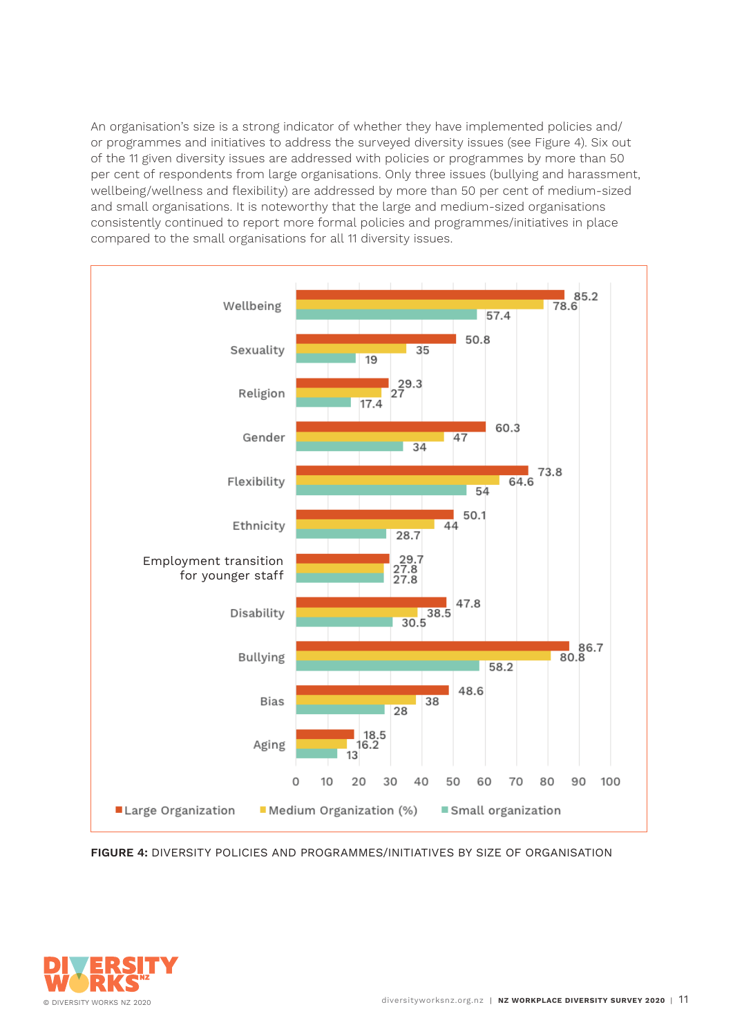An organisation's size is a strong indicator of whether they have implemented policies and/or programmes and initiatives to address the surveyed diversity issues (see Figure 4). Six out of the 11 given diversity issues are addressed with policies or programmes by more than 50 per cent of respondents from large organisations. Only three issues (bullying and harassment, wellbeing/wellness and flexibility) are addressed by more than 50 per cent of medium-sized and small organisations. It is noteworthy that the large and medium-sized organisations consistently continued to report more formal policies and programmes/initiatives in place compared to the small organisations for all 11 diversity issues.

Wellbeing 85.2 78.6 57.4
Sexuality 50.8 35 19
Religion 29.3 27 17.4
Gender 60.3 47 34
Flexibility 73.8 64.6 54
Ethnicity 50.1 44 28.7
Employment transition for younger staff 29.7 27.8 27.8
Disability 47.8 38.5 30.5
Bullying 86.7 80.8 58.2
Bias 48.6 38 28
Aging 18.5 16.2 13

0 10 20 30 40 50 60 70 80 90 100

Large Organization
Medium Organization (%)
Small organization

**FIGURE 4:** DIVERSITY POLICIES AND PROGRAMMES/INITIATIVES BY SIZE OF ORGANISATION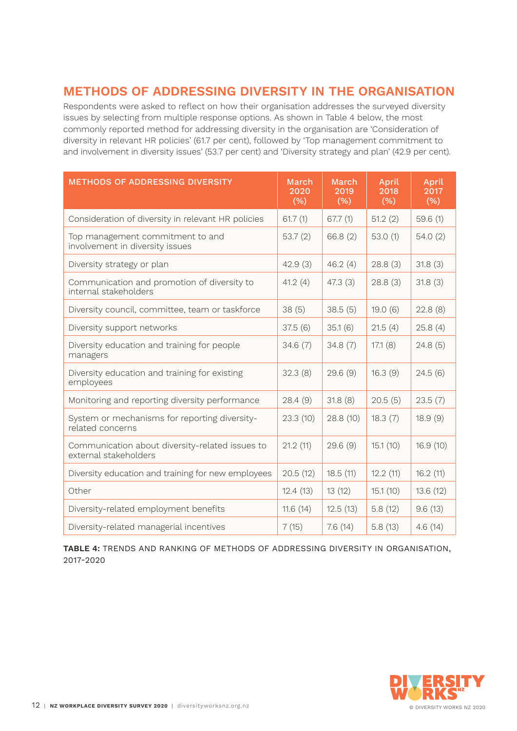## METHODS OF ADDRESSING DIVERSITY IN THE ORGANISATION

Respondents were asked to reflect on how their organisation addresses the surveyed diversity issues by selecting from multiple response options. As shown in Table 4 below, the most commonly reported method for addressing diversity in the organisation are 'Consideration of diversity in relevant HR policies' (61.7 per cent), followed by 'Top management commitment to and involvement in diversity issues' (53.7 per cent) and 'Diversity strategy and plan' (42.9 per cent).

| METHODS OF ADDRESSING DIVERSITY | March 2020 (%) | March 2019 (%) | April 2018 (%) | April 2017 (%) |
|---|---|---|---|---|
| Consideration of diversity in relevant HR policies | 61.7 (1) | 67.7 (1) | 51.2 (2) | 59.6 (1) |
| Top management commitment to and involvement in diversity issues | 53.7 (2) | 66.8 (2) | 53.0 (1) | 54.0 (2) |
| Diversity strategy or plan | 42.9 (3) | 46.2 (4) | 28.8 (3) | 31.8 (3) |
| Communication and promotion of diversity to internal stakeholders | 41.2 (4) | 47.3 (3) | 28.8 (3) | 31.8 (3) |
| Diversity council, committee, team or taskforce | 38 (5) | 38.5 (5) | 19.0 (6) | 22.8 (8) |
| Diversity support networks | 37.5 (6) | 35.1 (6) | 21.5 (4) | 25.8 (4) |
| Diversity education and training for people managers | 34.6 (7) | 34.8 (7) | 17.1 (8) | 24.8 (5) |
| Diversity education and training for existing employees | 32.3 (8) | 29.6 (9) | 16.3 (9) | 24.5 (6) |
| Monitoring and reporting diversity performance | 28.4 (9) | 31.8 (8) | 20.5 (5) | 23.5 (7) |
| System or mechanisms for reporting diversity-related concerns | 23.3 (10) | 28.8 (10) | 18.3 (7) | 18.9 (9) |
| Communication about diversity-related issues to external stakeholders | 21.2 (11) | 29.6 (9) | 15.1 (10) | 16.9 (10) |
| Diversity education and training for new employees | 20.5 (12) | 18.5 (11) | 12.2 (11) | 16.2 (11) |
| Other | 12.4 (13) | 13 (12) | 15.1 (10) | 13.6 (12) |
| Diversity-related employment benefits | 11.6 (14) | 12.5 (13) | 5.8 (12) | 9.6 (13) |
| Diversity-related managerial incentives | 7 (15) | 7.6 (14) | 5.8 (13) | 4.6 (14) |

**TABLE 4:** TRENDS AND RANKING OF METHODS OF ADDRESSING DIVERSITY IN ORGANISATION, 2017-2020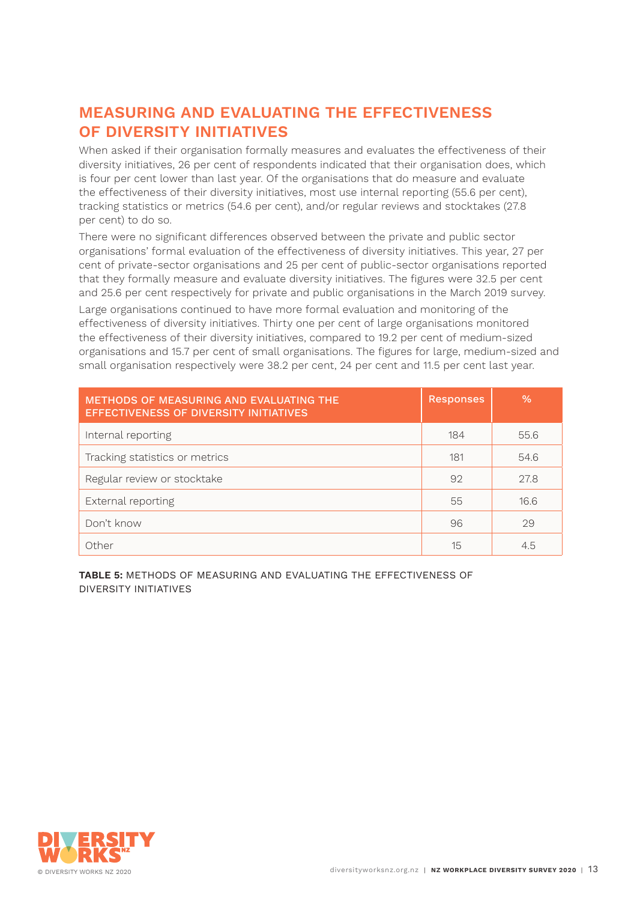## MEASURING AND EVALUATING THE EFFECTIVENESS OF DIVERSITY INITIATIVES

When asked if their organisation formally measures and evaluates the effectiveness of their diversity initiatives, 26 per cent of respondents indicated that their organisation does, which is four per cent lower than last year. Of the organisations that do measure and evaluate the effectiveness of their diversity initiatives, most use internal reporting (55.6 per cent), tracking statistics or metrics (54.6 per cent), and/or regular reviews and stocktakes (27.8 per cent) to do so.

There were no significant differences observed between the private and public sector organisations' formal evaluation of the effectiveness of diversity initiatives. This year, 27 per cent of private-sector organisations and 25 per cent of public-sector organisations reported that they formally measure and evaluate diversity initiatives. The figures were 32.5 per cent and 25.6 per cent respectively for private and public organisations in the March 2019 survey.

Large organisations continued to have more formal evaluation and monitoring of the effectiveness of diversity initiatives. Thirty one per cent of large organisations monitored the effectiveness of their diversity initiatives, compared to 19.2 per cent of medium-sized organisations and 15.7 per cent of small organisations. The figures for large, medium-sized and small organisation respectively were 38.2 per cent, 24 per cent and 11.5 per cent last year.

| METHODS OF MEASURING AND EVALUATING THE EFFECTIVENESS OF DIVERSITY INITIATIVES | Responses | % |
|---|---|---|
| Internal reporting | 184 | 55.6 |
| Tracking statistics or metrics | 181 | 54.6 |
| Regular review or stocktake | 92 | 27.8 |
| External reporting | 55 | 16.6 |
| Don't know | 96 | 29 |
| Other | 15 | 4.5 |

**TABLE 5:** METHODS OF MEASURING AND EVALUATING THE EFFECTIVENESS OF DIVERSITY INITIATIVES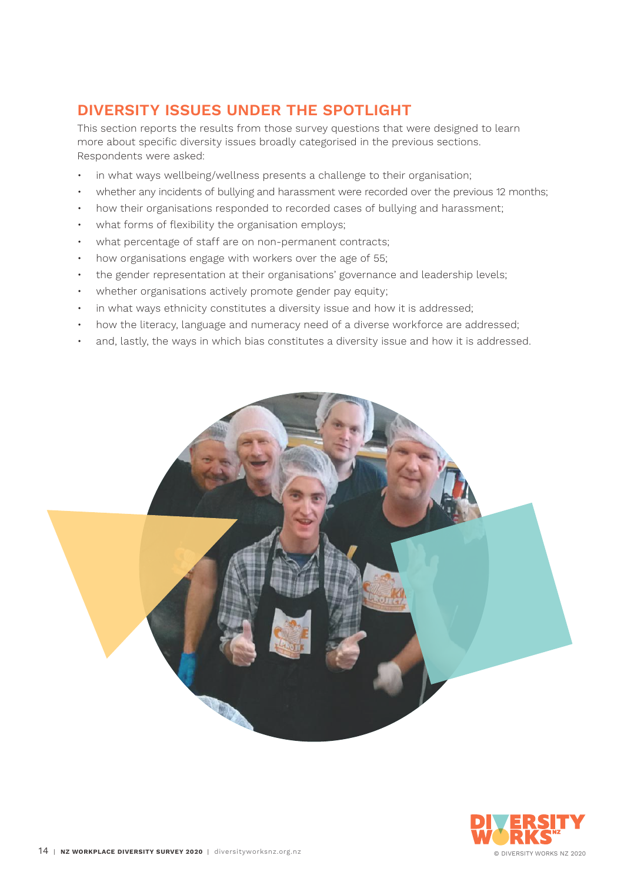## DIVERSITY ISSUES UNDER THE SPOTLIGHT

This section reports the results from those survey questions that were designed to learn more about specific diversity issues broadly categorised in the previous sections. Respondents were asked:

- in what ways wellbeing/wellness presents a challenge to their organisation;
- whether any incidents of bullying and harassment were recorded over the previous 12 months;
- how their organisations responded to recorded cases of bullying and harassment;
- what forms of flexibility the organisation employs;
- what percentage of staff are on non-permanent contracts;
- how organisations engage with workers over the age of 55;
- the gender representation at their organisations' governance and leadership levels;
- whether organisations actively promote gender pay equity;
- in what ways ethnicity constitutes a diversity issue and how it is addressed;
- how the literacy, language and numeracy need of a diverse workforce are addressed;
- and, lastly, the ways in which bias constitutes a diversity issue and how it is addressed.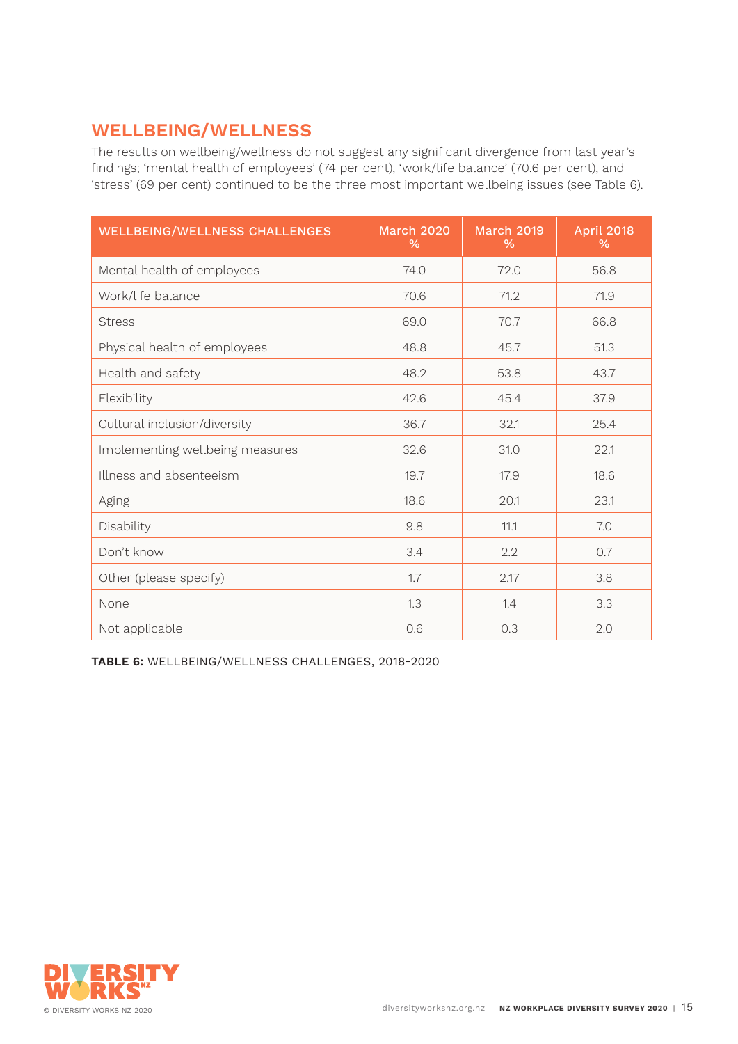## WELLBEING/WELLNESS

The results on wellbeing/wellness do not suggest any significant divergence from last year's findings; 'mental health of employees' (74 per cent), 'work/life balance' (70.6 per cent), and 'stress' (69 per cent) continued to be the three most important wellbeing issues (see Table 6).

| WELLBEING/WELLNESS CHALLENGES | March 2020 % | March 2019 % | April 2018 % |
|---|---|---|---|
| Mental health of employees | 74.0 | 72.0 | 56.8 |
| Work/life balance | 70.6 | 71.2 | 71.9 |
| Stress | 69.0 | 70.7 | 66.8 |
| Physical health of employees | 48.8 | 45.7 | 51.3 |
| Health and safety | 48.2 | 53.8 | 43.7 |
| Flexibility | 42.6 | 45.4 | 37.9 |
| Cultural inclusion/diversity | 36.7 | 32.1 | 25.4 |
| Implementing wellbeing measures | 32.6 | 31.0 | 22.1 |
| Illness and absenteeism | 19.7 | 17.9 | 18.6 |
| Aging | 18.6 | 20.1 | 23.1 |
| Disability | 9.8 | 11.1 | 7.0 |
| Don't know | 3.4 | 2.2 | 0.7 |
| Other (please specify) | 1.7 | 2.17 | 3.8 |
| None | 1.3 | 1.4 | 3.3 |
| Not applicable | 0.6 | 0.3 | 2.0 |

**TABLE 6:** WELLBEING/WELLNESS CHALLENGES, 2018-2020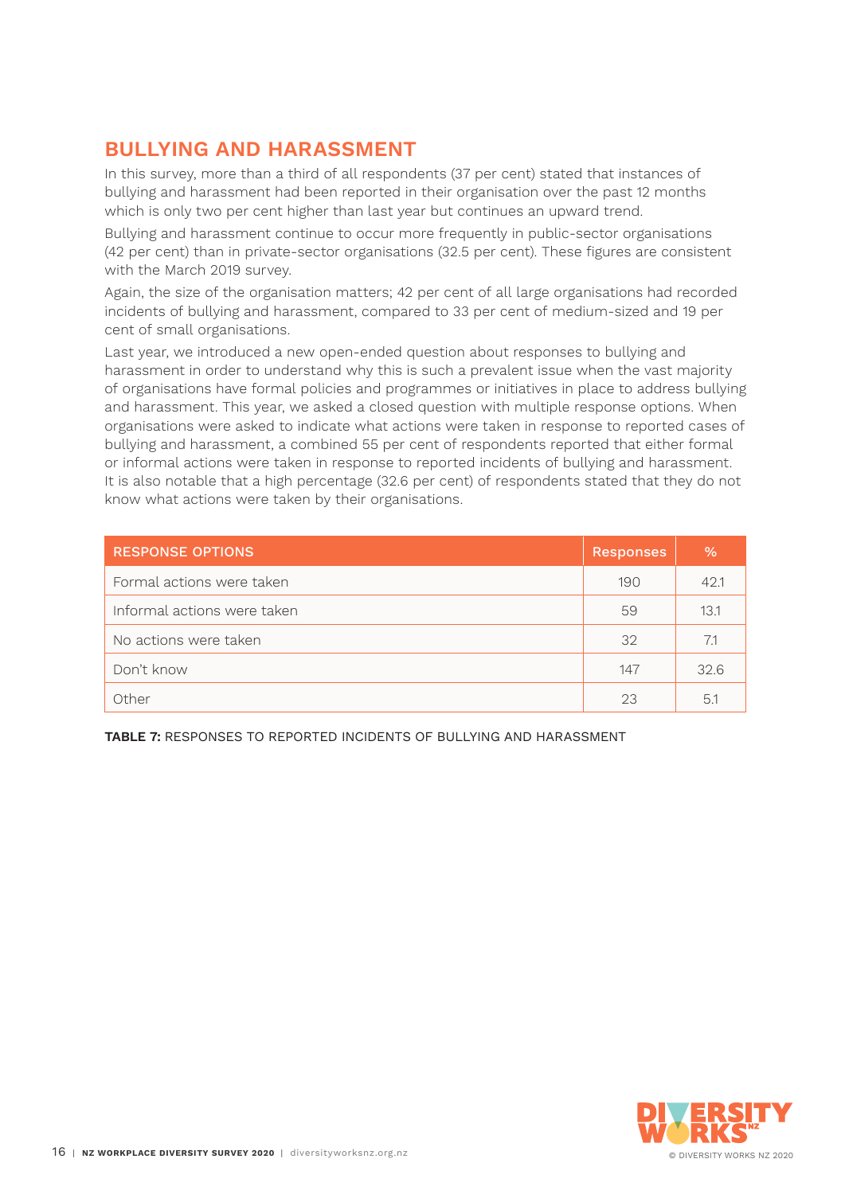## BULLYING AND HARASSMENT

In this survey, more than a third of all respondents (37 per cent) stated that instances of bullying and harassment had been reported in their organisation over the past 12 months which is only two per cent higher than last year but continues an upward trend.

Bullying and harassment continue to occur more frequently in public-sector organisations (42 per cent) than in private-sector organisations (32.5 per cent). These figures are consistent with the March 2019 survey.

Again, the size of the organisation matters; 42 per cent of all large organisations had recorded incidents of bullying and harassment, compared to 33 per cent of medium-sized and 19 per cent of small organisations.

Last year, we introduced a new open-ended question about responses to bullying and harassment in order to understand why this is such a prevalent issue when the vast majority of organisations have formal policies and programmes or initiatives in place to address bullying and harassment. This year, we asked a closed question with multiple response options. When organisations were asked to indicate what actions were taken in response to reported cases of bullying and harassment, a combined 55 per cent of respondents reported that either formal or informal actions were taken in response to reported incidents of bullying and harassment. It is also notable that a high percentage (32.6 per cent) of respondents stated that they do not know what actions were taken by their organisations.

| RESPONSE OPTIONS | Responses | % |
|---|---|---|
| Formal actions were taken | 190 | 42.1 |
| Informal actions were taken | 59 | 13.1 |
| No actions were taken | 32 | 7.1 |
| Don't know | 147 | 32.6 |
| Other | 23 | 5.1 |

**TABLE 7:** RESPONSES TO REPORTED INCIDENTS OF BULLYING AND HARASSMENT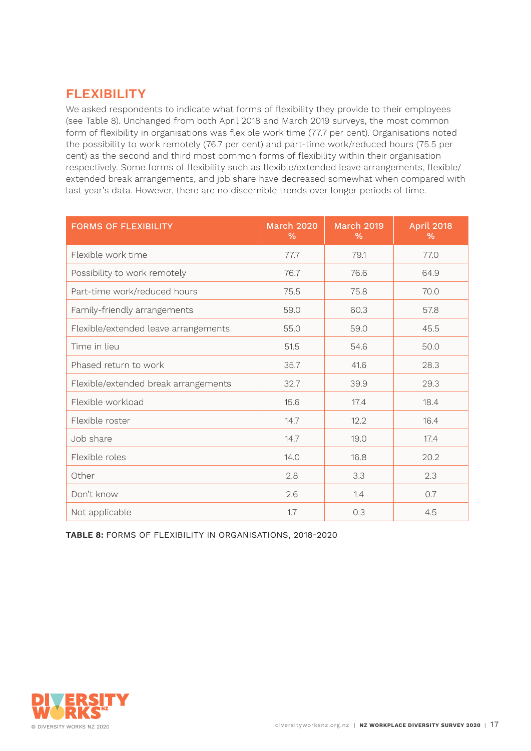## FLEXIBILITY

We asked respondents to indicate what forms of flexibility they provide to their employees (see Table 8). Unchanged from both April 2018 and March 2019 surveys, the most common form of flexibility in organisations was flexible work time (77.7 per cent). Organisations noted the possibility to work remotely (76.7 per cent) and part-time work/reduced hours (75.5 per cent) as the second and third most common forms of flexibility within their organisation respectively. Some forms of flexibility such as flexible/extended leave arrangements, flexible/extended break arrangements, and job share have decreased somewhat when compared with last year's data. However, there are no discernible trends over longer periods of time.

| FORMS OF FLEXIBILITY | March 2020 % | March 2019 % | April 2018 % |
|---|---|---|---|
| Flexible work time | 77.7 | 79.1 | 77.0 |
| Possibility to work remotely | 76.7 | 76.6 | 64.9 |
| Part-time work/reduced hours | 75.5 | 75.8 | 70.0 |
| Family-friendly arrangements | 59.0 | 60.3 | 57.8 |
| Flexible/extended leave arrangements | 55.0 | 59.0 | 45.5 |
| Time in lieu | 51.5 | 54.6 | 50.0 |
| Phased return to work | 35.7 | 41.6 | 28.3 |
| Flexible/extended break arrangements | 32.7 | 39.9 | 29.3 |
| Flexible workload | 15.6 | 17.4 | 18.4 |
| Flexible roster | 14.7 | 12.2 | 16.4 |
| Job share | 14.7 | 19.0 | 17.4 |
| Flexible roles | 14.0 | 16.8 | 20.2 |
| Other | 2.8 | 3.3 | 2.3 |
| Don't know | 2.6 | 1.4 | 0.7 |
| Not applicable | 1.7 | 0.3 | 4.5 |

**TABLE 8:** FORMS OF FLEXIBILITY IN ORGANISATIONS, 2018-2020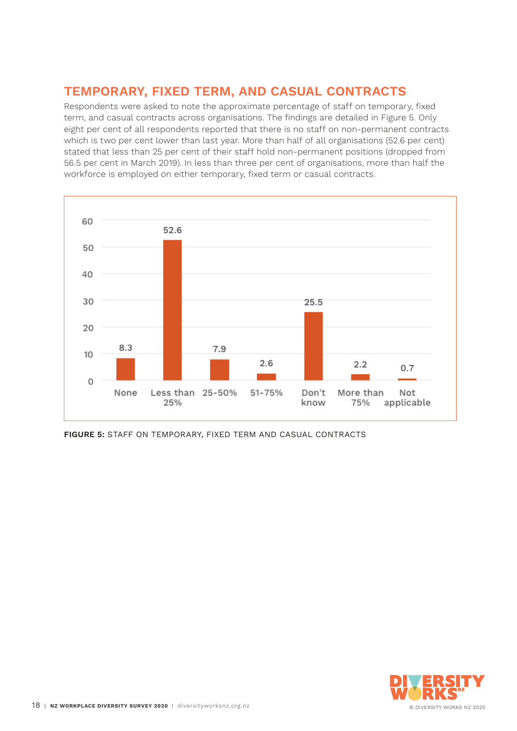## TEMPORARY, FIXED TERM, AND CASUAL CONTRACTS

Respondents were asked to note the approximate percentage of staff on temporary, fixed term, and casual contracts across organisations. The findings are detailed in Figure 5. Only eight per cent of all respondents reported that there is no staff on non-permanent contracts which is two per cent lower than last year. More than half of all organisations (52.6 per cent) stated that less than 25 per cent of their staff hold non-permanent positions (dropped from 56.5 per cent in March 2019). In less than three per cent of organisations, more than half the workforce is employed on either temporary, fixed term or casual contracts.

60
50
40
30
20
10
0

8.3
52.6
7.9
2.6
25.5
2.2
0.7

None
Less than 25%
25-50%
51-75%
Don't know
More than 75%
Not applicable

**FIGURE 5:** STAFF ON TEMPORARY, FIXED TERM AND CASUAL CONTRACTS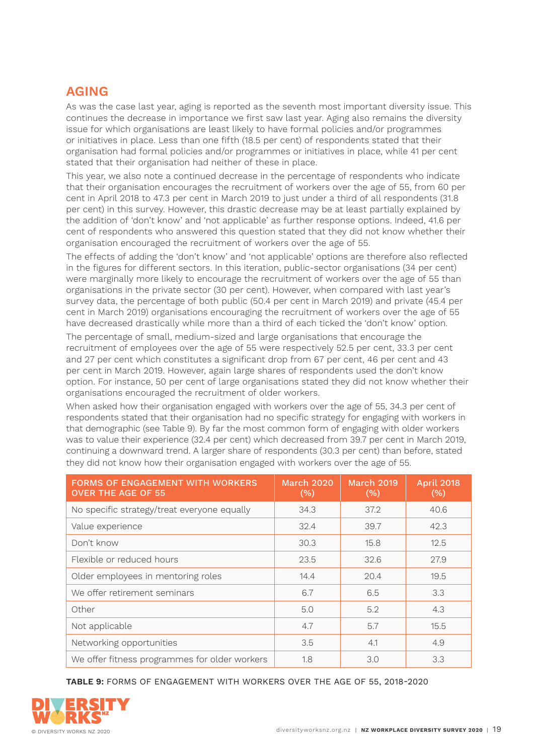## AGING

As was the case last year, aging is reported as the seventh most important diversity issue. This continues the decrease in importance we first saw last year. Aging also remains the diversity issue for which organisations are least likely to have formal policies and/or programmes or initiatives in place. Less than one fifth (18.5 per cent) of respondents stated that their organisation had formal policies and/or programmes or initiatives in place, while 41 per cent stated that their organisation had neither of these in place.

This year, we also note a continued decrease in the percentage of respondents who indicate that their organisation encourages the recruitment of workers over the age of 55, from 60 per cent in April 2018 to 47.3 per cent in March 2019 to just under a third of all respondents (31.8 per cent) in this survey. However, this drastic decrease may be at least partially explained by the addition of 'don't know' and 'not applicable' as further response options. Indeed, 41.6 per cent of respondents who answered this question stated that they did not know whether their organisation encouraged the recruitment of workers over the age of 55.

The effects of adding the 'don't know' and 'not applicable' options are therefore also reflected in the figures for different sectors. In this iteration, public-sector organisations (34 per cent) were marginally more likely to encourage the recruitment of workers over the age of 55 than organisations in the private sector (30 per cent). However, when compared with last year's survey data, the percentage of both public (50.4 per cent in March 2019) and private (45.4 per cent in March 2019) organisations encouraging the recruitment of workers over the age of 55 have decreased drastically while more than a third of each ticked the 'don't know' option.

The percentage of small, medium-sized and large organisations that encourage the recruitment of employees over the age of 55 were respectively 52.5 per cent, 33.3 per cent and 27 per cent which constitutes a significant drop from 67 per cent, 46 per cent and 43 per cent in March 2019. However, again large shares of respondents used the don't know option. For instance, 50 per cent of large organisations stated they did not know whether their organisations encouraged the recruitment of older workers.

When asked how their organisation engaged with workers over the age of 55, 34.3 per cent of respondents stated that their organisation had no specific strategy for engaging with workers in that demographic (see Table 9). By far the most common form of engaging with older workers was to value their experience (32.4 per cent) which decreased from 39.7 per cent in March 2019, continuing a downward trend. A larger share of respondents (30.3 per cent) than before, stated they did not know how their organisation engaged with workers over the age of 55.

| FORMS OF ENGAGEMENT WITH WORKERS OVER THE AGE OF 55 | March 2020 (%) | March 2019 (%) | April 2018 (%) |
|---|---|---|---|
| No specific strategy/treat everyone equally | 34.3 | 37.2 | 40.6 |
| Value experience | 32.4 | 39.7 | 42.3 |
| Don't know | 30.3 | 15.8 | 12.5 |
| Flexible or reduced hours | 23.5 | 32.6 | 27.9 |
| Older employees in mentoring roles | 14.4 | 20.4 | 19.5 |
| We offer retirement seminars | 6.7 | 6.5 | 3.3 |
| Other | 5.0 | 5.2 | 4.3 |
| Not applicable | 4.7 | 5.7 | 15.5 |
| Networking opportunities | 3.5 | 4.1 | 4.9 |
| We offer fitness programmes for older workers | 1.8 | 3.0 | 3.3 |

**TABLE 9:** FORMS OF ENGAGEMENT WITH WORKERS OVER THE AGE OF 55, 2018-2020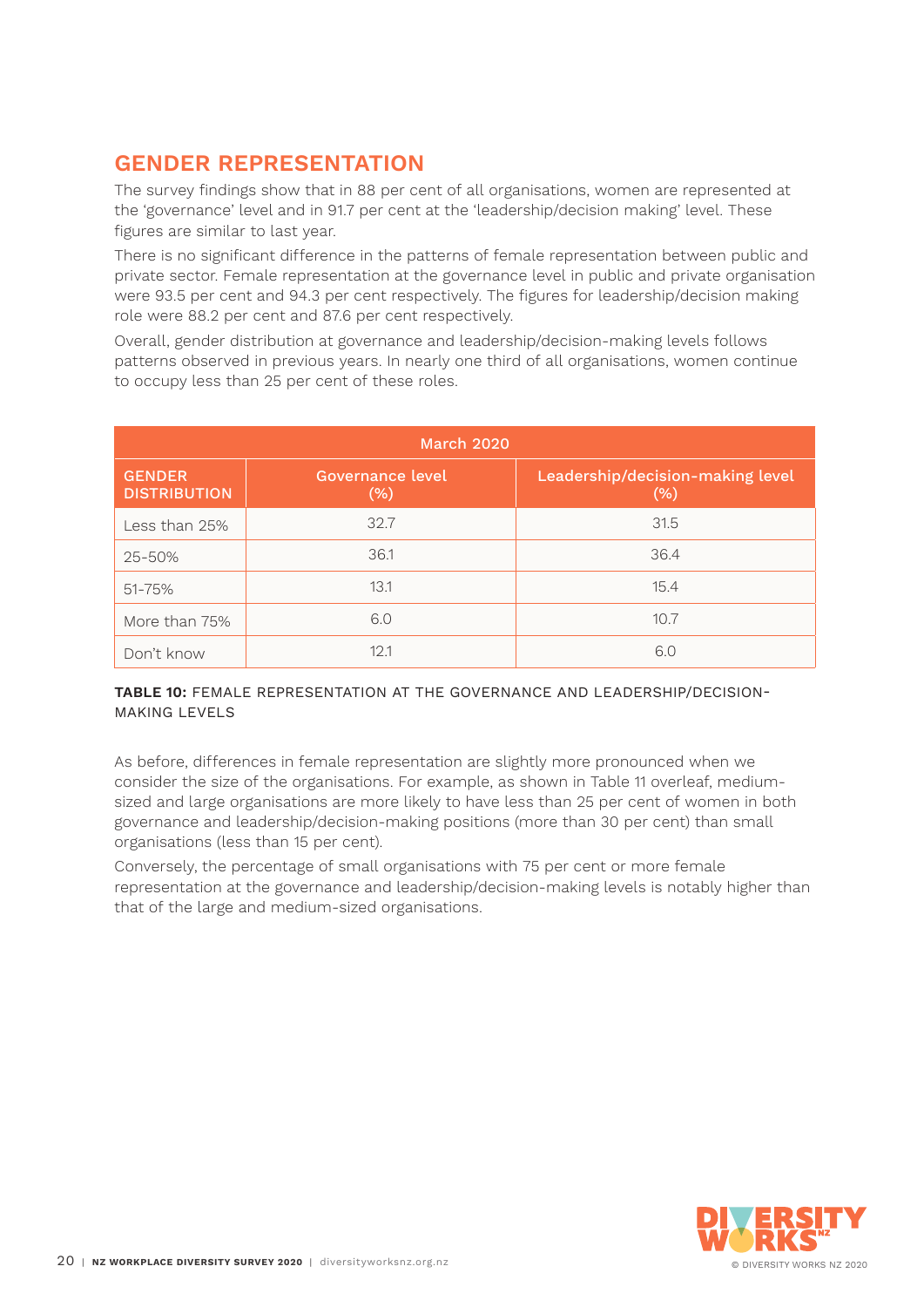## GENDER REPRESENTATION

The survey findings show that in 88 per cent of all organisations, women are represented at the 'governance' level and in 91.7 per cent at the 'leadership/decision making' level. These figures are similar to last year.

There is no significant difference in the patterns of female representation between public and private sector. Female representation at the governance level in public and private organisation were 93.5 per cent and 94.3 per cent respectively. The figures for leadership/decision making role were 88.2 per cent and 87.6 per cent respectively.

Overall, gender distribution at governance and leadership/decision-making levels follows patterns observed in previous years. In nearly one third of all organisations, women continue to occupy less than 25 per cent of these roles.

| March 2020 | | |
|---|---|---|
| GENDER DISTRIBUTION | Governance level (%) | Leadership/decision-making level (%) |
| Less than 25% | 32.7 | 31.5 |
| 25-50% | 36.1 | 36.4 |
| 51-75% | 13.1 | 15.4 |
| More than 75% | 6.0 | 10.7 |
| Don't know | 12.1 | 6.0 |

**TABLE 10:** FEMALE REPRESENTATION AT THE GOVERNANCE AND LEADERSHIP/DECISION-MAKING LEVELS

As before, differences in female representation are slightly more pronounced when we consider the size of the organisations. For example, as shown in Table 11 overleaf, medium-sized and large organisations are more likely to have less than 25 per cent of women in both governance and leadership/decision-making positions (more than 30 per cent) than small organisations (less than 15 per cent).

Conversely, the percentage of small organisations with 75 per cent or more female representation at the governance and leadership/decision-making levels is notably higher than that of the large and medium-sized organisations.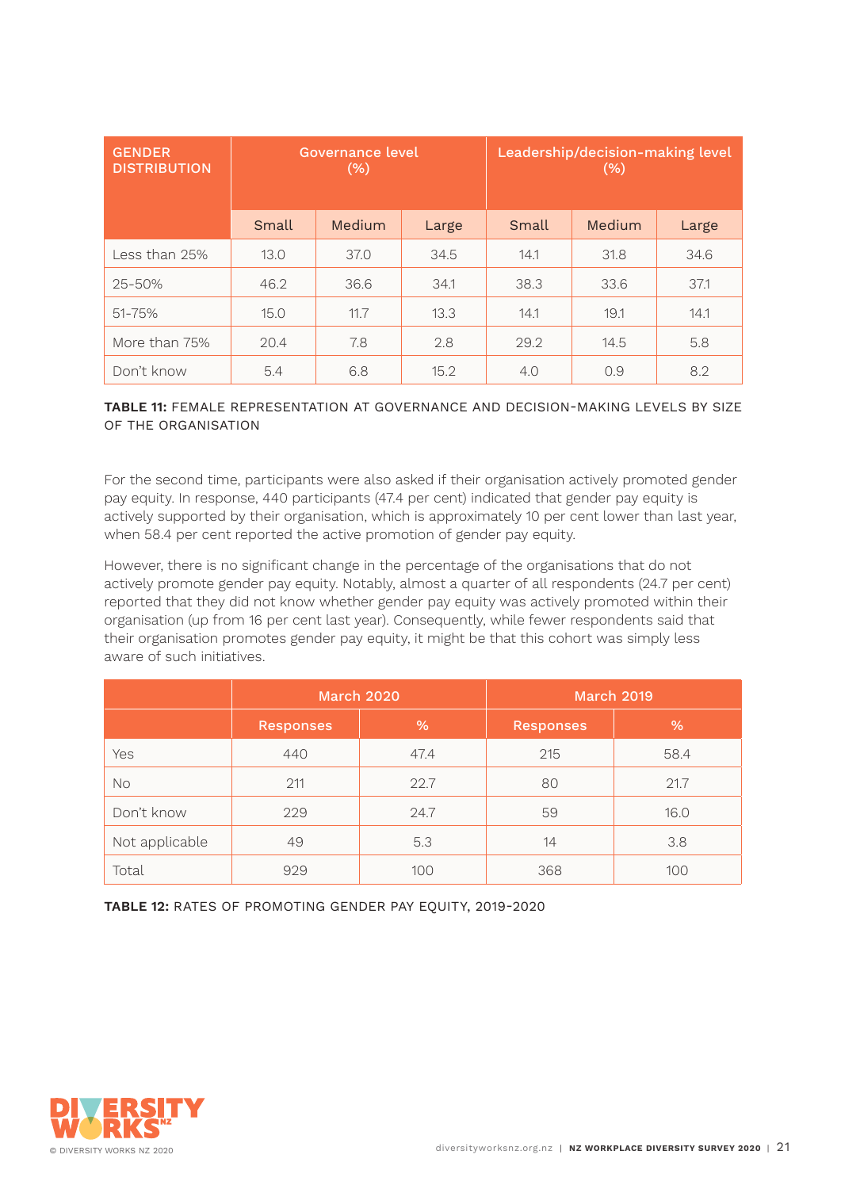| GENDER DISTRIBUTION | Governance level (%) | | | Leadership/decision-making level (%) | | |
|---|---|---|---|---|---|---|
| | Small | Medium | Large | Small | Medium | Large |
| Less than 25% | 13.0 | 37.0 | 34.5 | 14.1 | 31.8 | 34.6 |
| 25-50% | 46.2 | 36.6 | 34.1 | 38.3 | 33.6 | 37.1 |
| 51-75% | 15.0 | 11.7 | 13.3 | 14.1 | 19.1 | 14.1 |
| More than 75% | 20.4 | 7.8 | 2.8 | 29.2 | 14.5 | 5.8 |
| Don't know | 5.4 | 6.8 | 15.2 | 4.0 | 0.9 | 8.2 |

**TABLE 11:** FEMALE REPRESENTATION AT GOVERNANCE AND DECISION-MAKING LEVELS BY SIZE OF THE ORGANISATION

For the second time, participants were also asked if their organisation actively promoted gender pay equity. In response, 440 participants (47.4 per cent) indicated that gender pay equity is actively supported by their organisation, which is approximately 10 per cent lower than last year, when 58.4 per cent reported the active promotion of gender pay equity.

However, there is no significant change in the percentage of the organisations that do not actively promote gender pay equity. Notably, almost a quarter of all respondents (24.7 per cent) reported that they did not know whether gender pay equity was actively promoted within their organisation (up from 16 per cent last year). Consequently, while fewer respondents said that their organisation promotes gender pay equity, it might be that this cohort was simply less aware of such initiatives.

| | March 2020 | | March 2019 | |
|---|---|---|---|---|
| | Responses | % | Responses | % |
| Yes | 440 | 47.4 | 215 | 58.4 |
| No | 211 | 22.7 | 80 | 21.7 |
| Don't know | 229 | 24.7 | 59 | 16.0 |
| Not applicable | 49 | 5.3 | 14 | 3.8 |
| Total | 929 | 100 | 368 | 100 |

**TABLE 12:** RATES OF PROMOTING GENDER PAY EQUITY, 2019-2020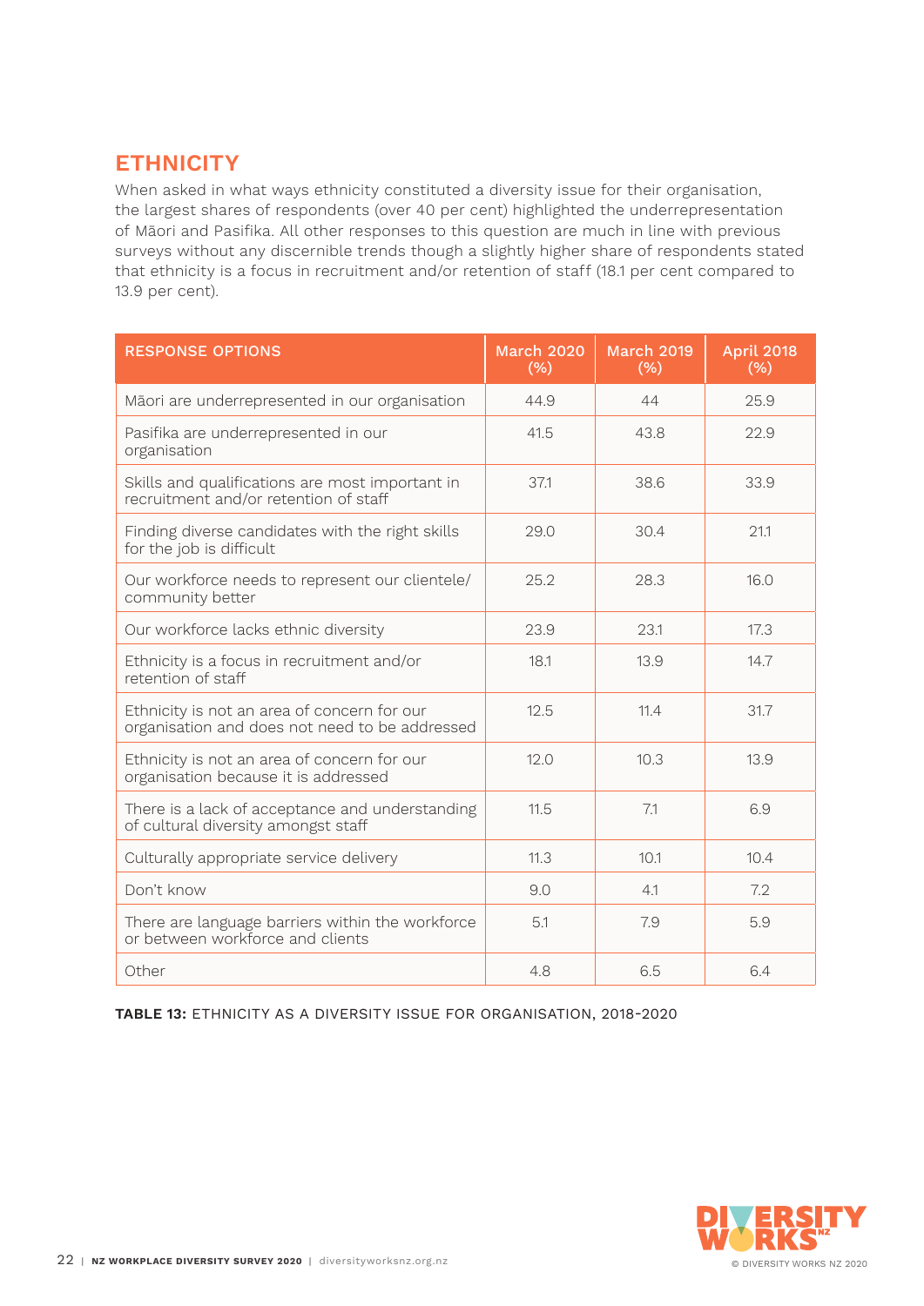## ETHNICITY

When asked in what ways ethnicity constituted a diversity issue for their organisation, the largest shares of respondents (over 40 per cent) highlighted the underrepresentation of Māori and Pasifika. All other responses to this question are much in line with previous surveys without any discernible trends though a slightly higher share of respondents stated that ethnicity is a focus in recruitment and/or retention of staff (18.1 per cent compared to 13.9 per cent).

| RESPONSE OPTIONS | March 2020 (%) | March 2019 (%) | April 2018 (%) |
|---|---|---|---|
| Māori are underrepresented in our organisation | 44.9 | 44 | 25.9 |
| Pasifika are underrepresented in our organisation | 41.5 | 43.8 | 22.9 |
| Skills and qualifications are most important in recruitment and/or retention of staff | 37.1 | 38.6 | 33.9 |
| Finding diverse candidates with the right skills for the job is difficult | 29.0 | 30.4 | 21.1 |
| Our workforce needs to represent our clientele/ community better | 25.2 | 28.3 | 16.0 |
| Our workforce lacks ethnic diversity | 23.9 | 23.1 | 17.3 |
| Ethnicity is a focus in recruitment and/or retention of staff | 18.1 | 13.9 | 14.7 |
| Ethnicity is not an area of concern for our organisation and does not need to be addressed | 12.5 | 11.4 | 31.7 |
| Ethnicity is not an area of concern for our organisation because it is addressed | 12.0 | 10.3 | 13.9 |
| There is a lack of acceptance and understanding of cultural diversity amongst staff | 11.5 | 7.1 | 6.9 |
| Culturally appropriate service delivery | 11.3 | 10.1 | 10.4 |
| Don't know | 9.0 | 4.1 | 7.2 |
| There are language barriers within the workforce or between workforce and clients | 5.1 | 7.9 | 5.9 |
| Other | 4.8 | 6.5 | 6.4 |

**TABLE 13:** ETHNICITY AS A DIVERSITY ISSUE FOR ORGANISATION, 2018-2020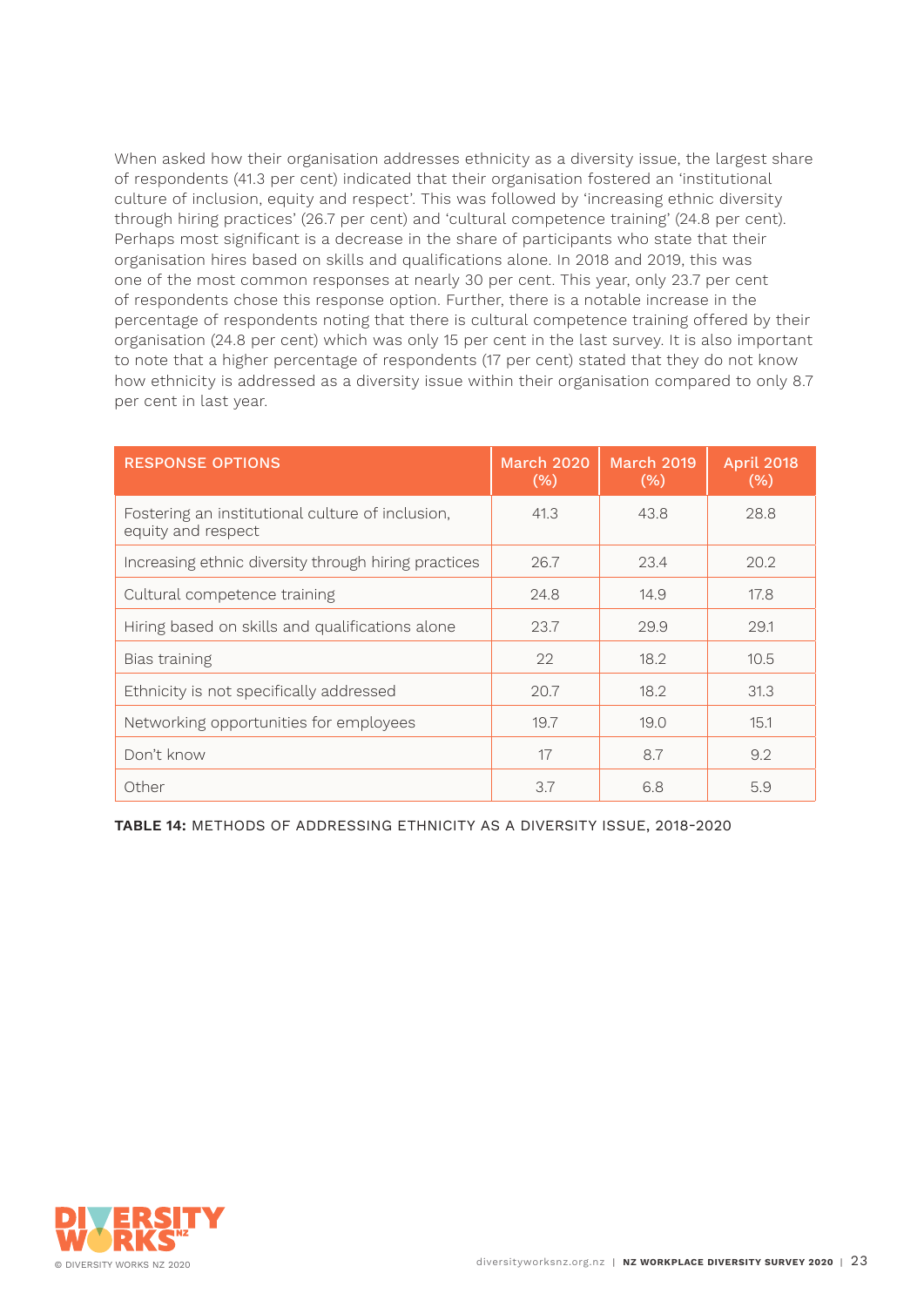When asked how their organisation addresses ethnicity as a diversity issue, the largest share of respondents (41.3 per cent) indicated that their organisation fostered an 'institutional culture of inclusion, equity and respect'. This was followed by 'increasing ethnic diversity through hiring practices' (26.7 per cent) and 'cultural competence training' (24.8 per cent). Perhaps most significant is a decrease in the share of participants who state that their organisation hires based on skills and qualifications alone. In 2018 and 2019, this was one of the most common responses at nearly 30 per cent. This year, only 23.7 per cent of respondents chose this response option. Further, there is a notable increase in the percentage of respondents noting that there is cultural competence training offered by their organisation (24.8 per cent) which was only 15 per cent in the last survey. It is also important to note that a higher percentage of respondents (17 per cent) stated that they do not know how ethnicity is addressed as a diversity issue within their organisation compared to only 8.7 per cent in last year.

| RESPONSE OPTIONS | March 2020 (%) | March 2019 (%) | April 2018 (%) |
|---|---|---|---|
| Fostering an institutional culture of inclusion, equity and respect | 41.3 | 43.8 | 28.8 |
| Increasing ethnic diversity through hiring practices | 26.7 | 23.4 | 20.2 |
| Cultural competence training | 24.8 | 14.9 | 17.8 |
| Hiring based on skills and qualifications alone | 23.7 | 29.9 | 29.1 |
| Bias training | 22 | 18.2 | 10.5 |
| Ethnicity is not specifically addressed | 20.7 | 18.2 | 31.3 |
| Networking opportunities for employees | 19.7 | 19.0 | 15.1 |
| Don't know | 17 | 8.7 | 9.2 |
| Other | 3.7 | 6.8 | 5.9 |

**TABLE 14:** METHODS OF ADDRESSING ETHNICITY AS A DIVERSITY ISSUE, 2018-2020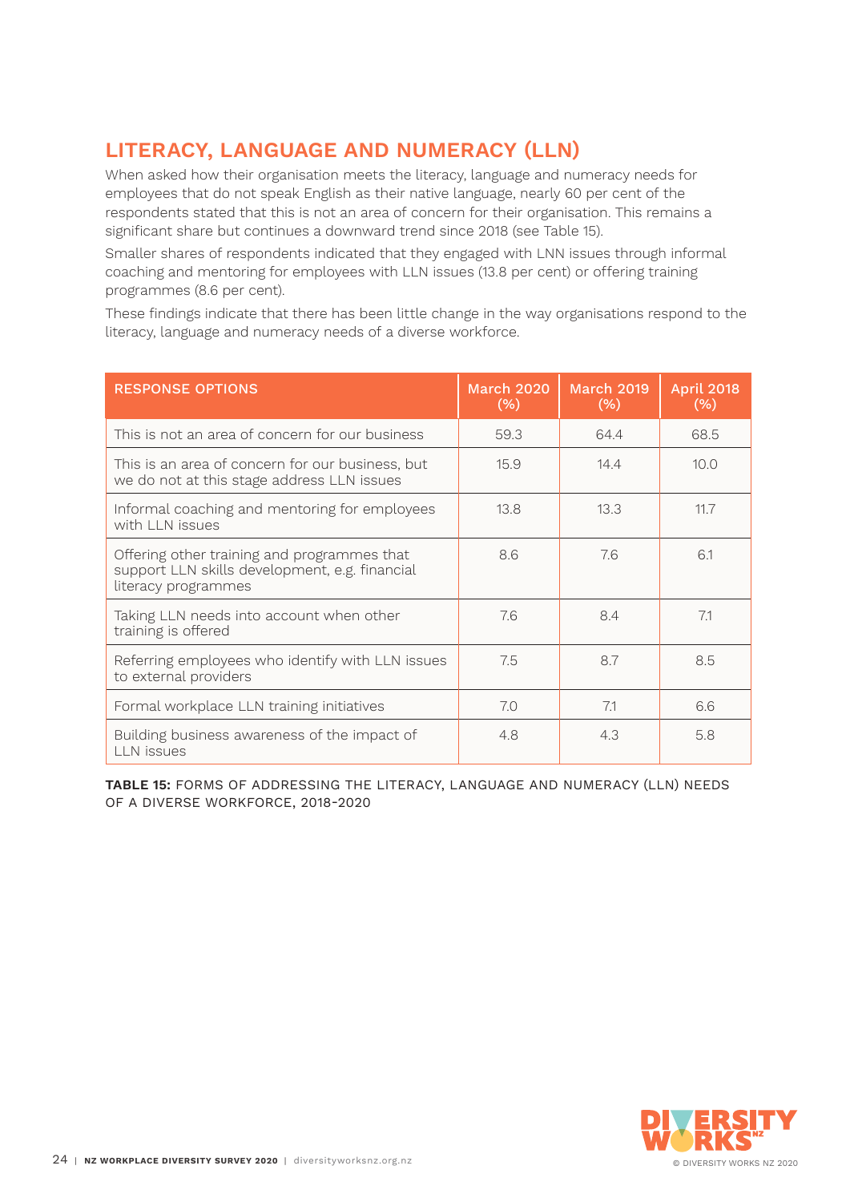## LITERACY, LANGUAGE AND NUMERACY (LLN)

When asked how their organisation meets the literacy, language and numeracy needs for employees that do not speak English as their native language, nearly 60 per cent of the respondents stated that this is not an area of concern for their organisation. This remains a significant share but continues a downward trend since 2018 (see Table 15).

Smaller shares of respondents indicated that they engaged with LNN issues through informal coaching and mentoring for employees with LLN issues (13.8 per cent) or offering training programmes (8.6 per cent).

These findings indicate that there has been little change in the way organisations respond to the literacy, language and numeracy needs of a diverse workforce.

| RESPONSE OPTIONS | March 2020 (%) | March 2019 (%) | April 2018 (%) |
|---|---|---|---|
| This is not an area of concern for our business | 59.3 | 64.4 | 68.5 |
| This is an area of concern for our business, but we do not at this stage address LLN issues | 15.9 | 14.4 | 10.0 |
| Informal coaching and mentoring for employees with LLN issues | 13.8 | 13.3 | 11.7 |
| Offering other training and programmes that support LLN skills development, e.g. financial literacy programmes | 8.6 | 7.6 | 6.1 |
| Taking LLN needs into account when other training is offered | 7.6 | 8.4 | 7.1 |
| Referring employees who identify with LLN issues to external providers | 7.5 | 8.7 | 8.5 |
| Formal workplace LLN training initiatives | 7.0 | 7.1 | 6.6 |
| Building business awareness of the impact of LLN issues | 4.8 | 4.3 | 5.8 |

**TABLE 15:** FORMS OF ADDRESSING THE LITERACY, LANGUAGE AND NUMERACY (LLN) NEEDS OF A DIVERSE WORKFORCE, 2018-2020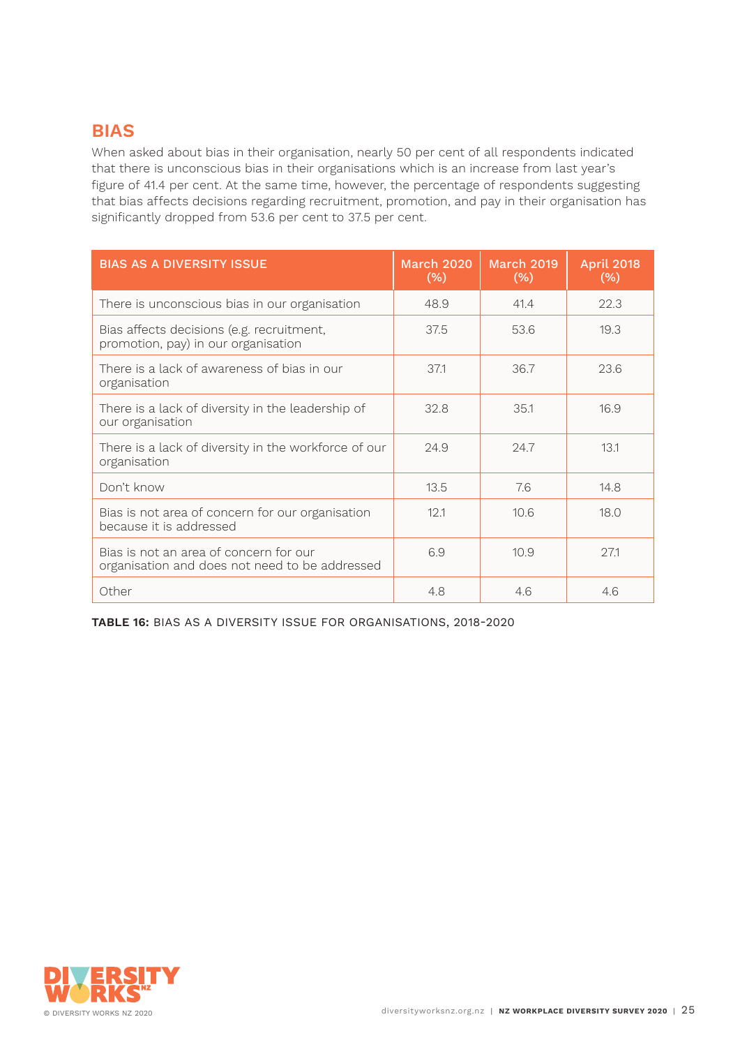## BIAS

When asked about bias in their organisation, nearly 50 per cent of all respondents indicated that there is unconscious bias in their organisations which is an increase from last year's figure of 41.4 per cent. At the same time, however, the percentage of respondents suggesting that bias affects decisions regarding recruitment, promotion, and pay in their organisation has significantly dropped from 53.6 per cent to 37.5 per cent.

| BIAS AS A DIVERSITY ISSUE | March 2020 (%) | March 2019 (%) | April 2018 (%) |
|---|---|---|---|
| There is unconscious bias in our organisation | 48.9 | 41.4 | 22.3 |
| Bias affects decisions (e.g. recruitment, promotion, pay) in our organisation | 37.5 | 53.6 | 19.3 |
| There is a lack of awareness of bias in our organisation | 37.1 | 36.7 | 23.6 |
| There is a lack of diversity in the leadership of our organisation | 32.8 | 35.1 | 16.9 |
| There is a lack of diversity in the workforce of our organisation | 24.9 | 24.7 | 13.1 |
| Don't know | 13.5 | 7.6 | 14.8 |
| Bias is not area of concern for our organisation because it is addressed | 12.1 | 10.6 | 18.0 |
| Bias is not an area of concern for our organisation and does not need to be addressed | 6.9 | 10.9 | 27.1 |
| Other | 4.8 | 4.6 | 4.6 |

**TABLE 16:** BIAS AS A DIVERSITY ISSUE FOR ORGANISATIONS, 2018-2020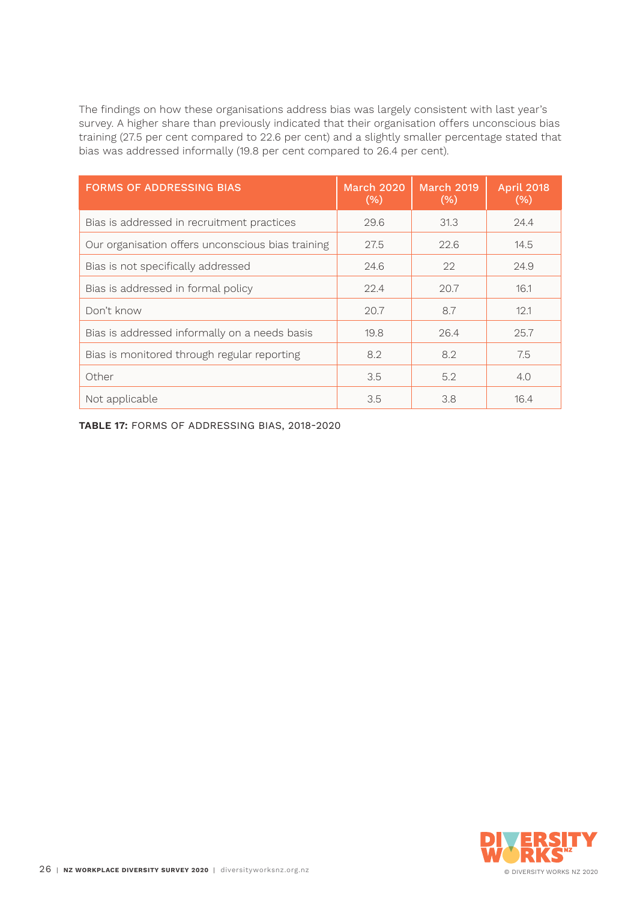The findings on how these organisations address bias was largely consistent with last year's survey. A higher share than previously indicated that their organisation offers unconscious bias training (27.5 per cent compared to 22.6 per cent) and a slightly smaller percentage stated that bias was addressed informally (19.8 per cent compared to 26.4 per cent).

| FORMS OF ADDRESSING BIAS | March 2020 (%) | March 2019 (%) | April 2018 (%) |
|---|---|---|---|
| Bias is addressed in recruitment practices | 29.6 | 31.3 | 24.4 |
| Our organisation offers unconscious bias training | 27.5 | 22.6 | 14.5 |
| Bias is not specifically addressed | 24.6 | 22 | 24.9 |
| Bias is addressed in formal policy | 22.4 | 20.7 | 16.1 |
| Don't know | 20.7 | 8.7 | 12.1 |
| Bias is addressed informally on a needs basis | 19.8 | 26.4 | 25.7 |
| Bias is monitored through regular reporting | 8.2 | 8.2 | 7.5 |
| Other | 3.5 | 5.2 | 4.0 |
| Not applicable | 3.5 | 3.8 | 16.4 |

**TABLE 17:** FORMS OF ADDRESSING BIAS, 2018-2020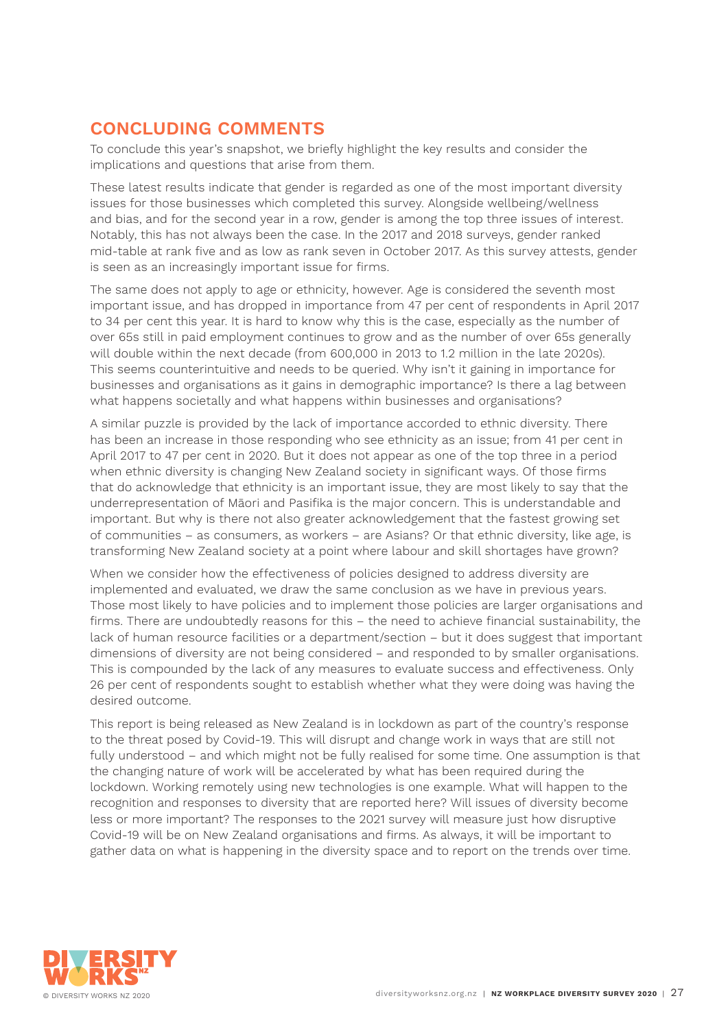## CONCLUDING COMMENTS

To conclude this year's snapshot, we briefly highlight the key results and consider the implications and questions that arise from them.

These latest results indicate that gender is regarded as one of the most important diversity issues for those businesses which completed this survey. Alongside wellbeing/wellness and bias, and for the second year in a row, gender is among the top three issues of interest. Notably, this has not always been the case. In the 2017 and 2018 surveys, gender ranked mid-table at rank five and as low as rank seven in October 2017. As this survey attests, gender is seen as an increasingly important issue for firms.

The same does not apply to age or ethnicity, however. Age is considered the seventh most important issue, and has dropped in importance from 47 per cent of respondents in April 2017 to 34 per cent this year. It is hard to know why this is the case, especially as the number of over 65s still in paid employment continues to grow and as the number of over 65s generally will double within the next decade (from 600,000 in 2013 to 1.2 million in the late 2020s). This seems counterintuitive and needs to be queried. Why isn't it gaining in importance for businesses and organisations as it gains in demographic importance? Is there a lag between what happens societally and what happens within businesses and organisations?

A similar puzzle is provided by the lack of importance accorded to ethnic diversity. There has been an increase in those responding who see ethnicity as an issue; from 41 per cent in April 2017 to 47 per cent in 2020. But it does not appear as one of the top three in a period when ethnic diversity is changing New Zealand society in significant ways. Of those firms that do acknowledge that ethnicity is an important issue, they are most likely to say that the underrepresentation of Māori and Pasifika is the major concern. This is understandable and important. But why is there not also greater acknowledgement that the fastest growing set of communities – as consumers, as workers – are Asians? Or that ethnic diversity, like age, is transforming New Zealand society at a point where labour and skill shortages have grown?

When we consider how the effectiveness of policies designed to address diversity are implemented and evaluated, we draw the same conclusion as we have in previous years. Those most likely to have policies and to implement those policies are larger organisations and firms. There are undoubtedly reasons for this – the need to achieve financial sustainability, the lack of human resource facilities or a department/section – but it does suggest that important dimensions of diversity are not being considered – and responded to by smaller organisations. This is compounded by the lack of any measures to evaluate success and effectiveness. Only 26 per cent of respondents sought to establish whether what they were doing was having the desired outcome.

This report is being released as New Zealand is in lockdown as part of the country's response to the threat posed by Covid-19. This will disrupt and change work in ways that are still not fully understood – and which might not be fully realised for some time. One assumption is that the changing nature of work will be accelerated by what has been required during the lockdown. Working remotely using new technologies is one example. What will happen to the recognition and responses to diversity that are reported here? Will issues of diversity become less or more important? The responses to the 2021 survey will measure just how disruptive Covid-19 will be on New Zealand organisations and firms. As always, it will be important to gather data on what is happening in the diversity space and to report on the trends over time.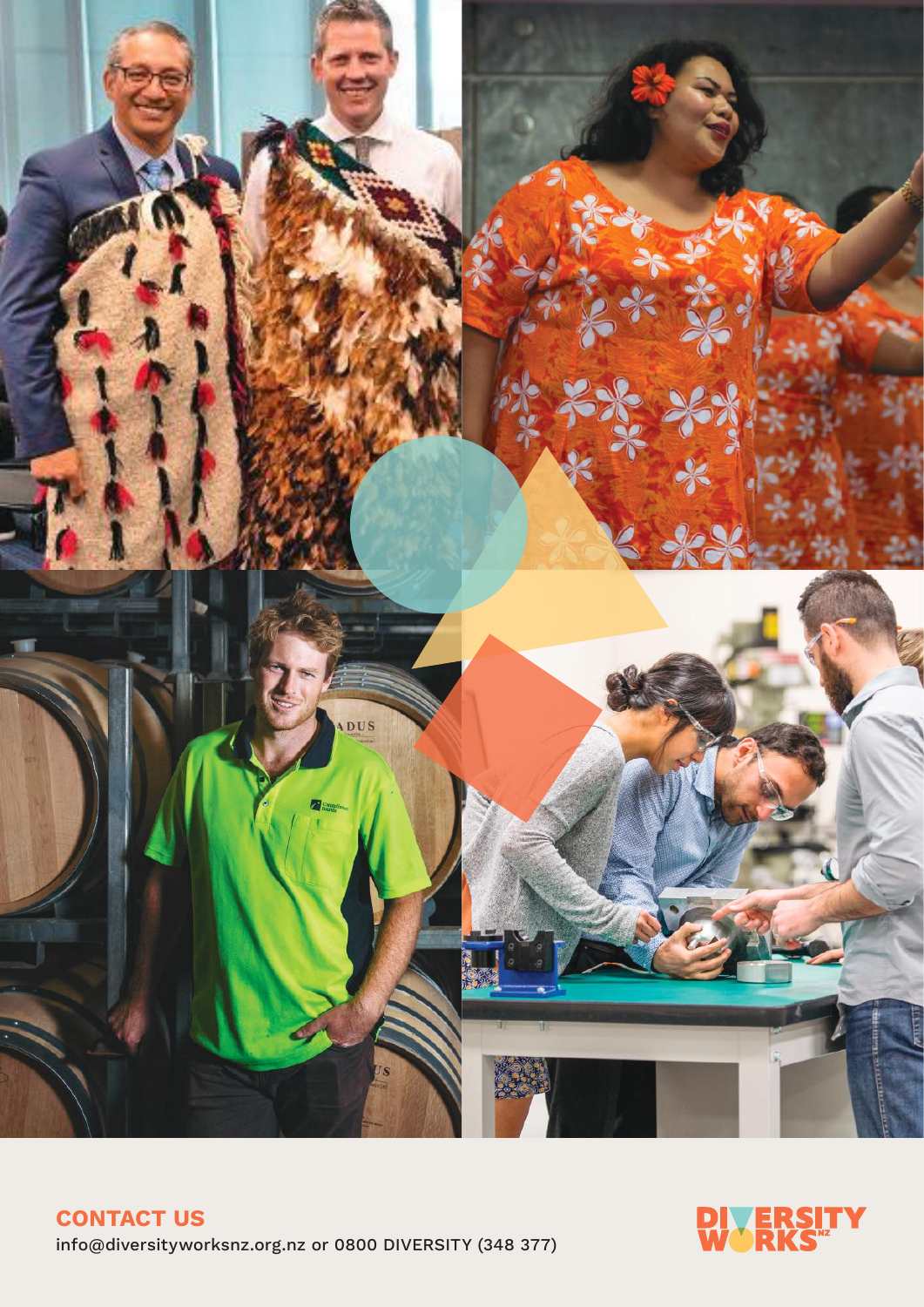## CONTACT US

info@diversityworksnz.org.nz or 0800 DIVERSITY (348 377)